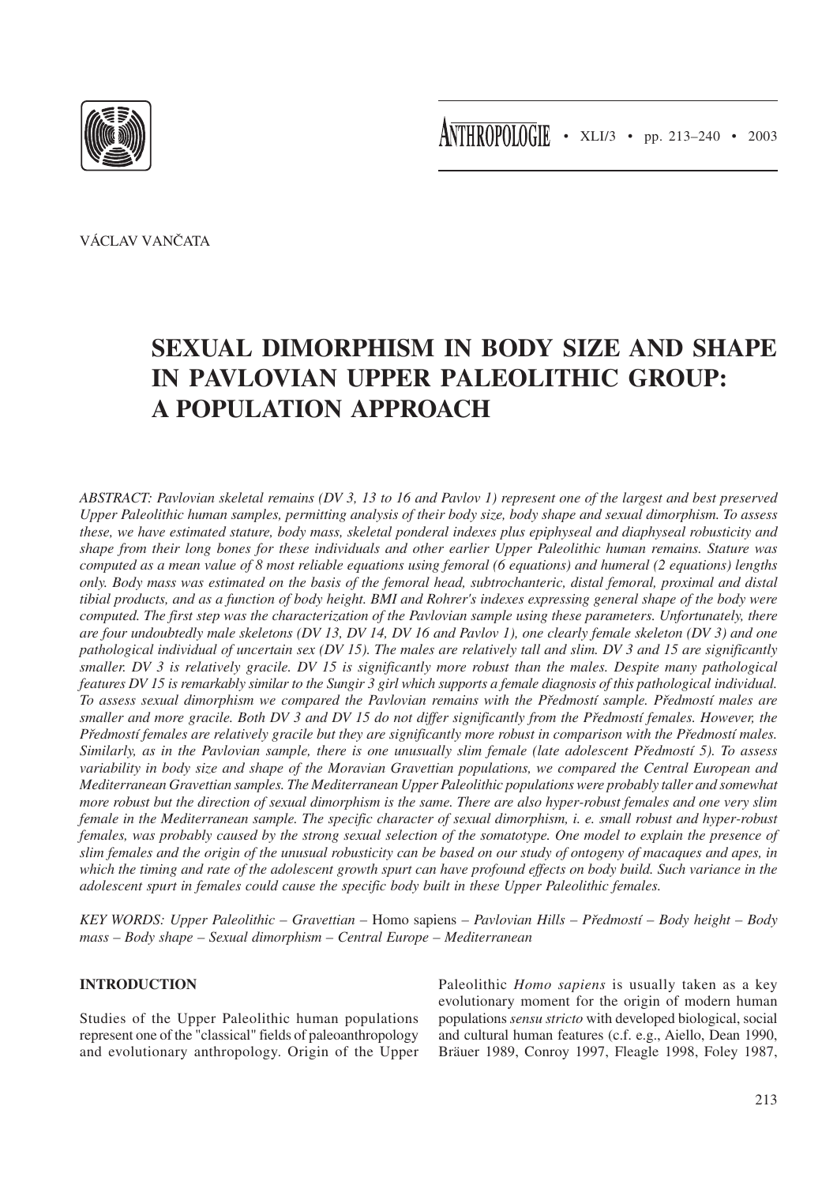VÁCLAV VANČATA

# SEXUAL DIMORPHISM IN BODY SIZE AND SHAPE IN PAVLOVIAN UPPER PALEOLITHIC GROUP: A POPULATION APPROACH

*ABSTRACT: Pavlovian skeletal remains (DV 3, 13 to 16 and Pavlov 1) represent one of the largest and best preserved Upper Paleolithic human samples, permitting analysis of their body size, body shape and sexual dimorphism. To assess these, we have estimated stature, body mass, skeletal ponderal indexes plus epiphyseal and diaphyseal robusticity and shape from their long bones for these individuals and other earlier Upper Paleolithic human remains. Stature was computed as a mean value of 8 most reliable equations using femoral (6 equations) and humeral (2 equations) lengths only. Body mass was estimated on the basis of the femoral head, subtrochanteric, distal femoral, proximal and distal tibial products, and as a function of body height. BMI and Rohrer's indexes expressing general shape of the body were computed. The first step was the characterization of the Pavlovian sample using these parameters. Unfortunately, there are four undoubtedly male skeletons (DV 13, DV 14, DV 16 and Pavlov 1), one clearly female skeleton (DV 3) and one pathological individual of uncertain sex (DV 15). The males are relatively tall and slim. DV 3 and 15 are significantly smaller. DV 3 is relatively gracile. DV 15 is significantly more robust than the males. Despite many pathological features DV 15 is remarkably similar to the Sungir 3 girl which supports a female diagnosis of this pathological individual. To assess sexual dimorphism we compared the Pavlovian remains with the Předmostí sample. Předmostí males are smaller and more gracile. Both DV 3 and DV 15 do not differ significantly from the Předmostí females. However, the Předmostí females are relatively gracile but they are significantly more robust in comparison with the Předmostí males. Similarly, as in the Pavlovian sample, there is one unusually slim female (late adolescent Předmostí 5). To assess variability in body size and shape of the Moravian Gravettian populations, we compared the Central European and Mediterranean Gravettian samples. The Mediterranean Upper Paleolithic populations were probably taller and somewhat more robust but the direction of sexual dimorphism is the same. There are also hyper-robust females and one very slim female in the Mediterranean sample. The specific character of sexual dimorphism, i. e. small robust and hyper-robust females, was probably caused by the strong sexual selection of the somatotype. One model to explain the presence of slim females and the origin of the unusual robusticity can be based on our study of ontogeny of macaques and apes, in which the timing and rate of the adolescent growth spurt can have profound effects on body build. Such variance in the adolescent spurt in females could cause the specific body built in these Upper Paleolithic females.*

*KEY WORDS: Upper Paleolithic – Gravettian –* Homo sapiens *– Pavlovian Hills – Předmostí – Body height – Body mass – Body shape – Sexual dimorphism – Central Europe – Mediterranean*

## INTRODUCTION

Studies of the Upper Paleolithic human populations represent one of the "classical" fields of paleoanthropology and evolutionary anthropology. Origin of the Upper Paleolithic *Homo sapiens* is usually taken as a key evolutionary moment for the origin of modern human populations *sensu stricto* with developed biological, social and cultural human features (c.f. e.g., Aiello, Dean 1990, Bräuer 1989, Conroy 1997, Fleagle 1998, Foley 1987,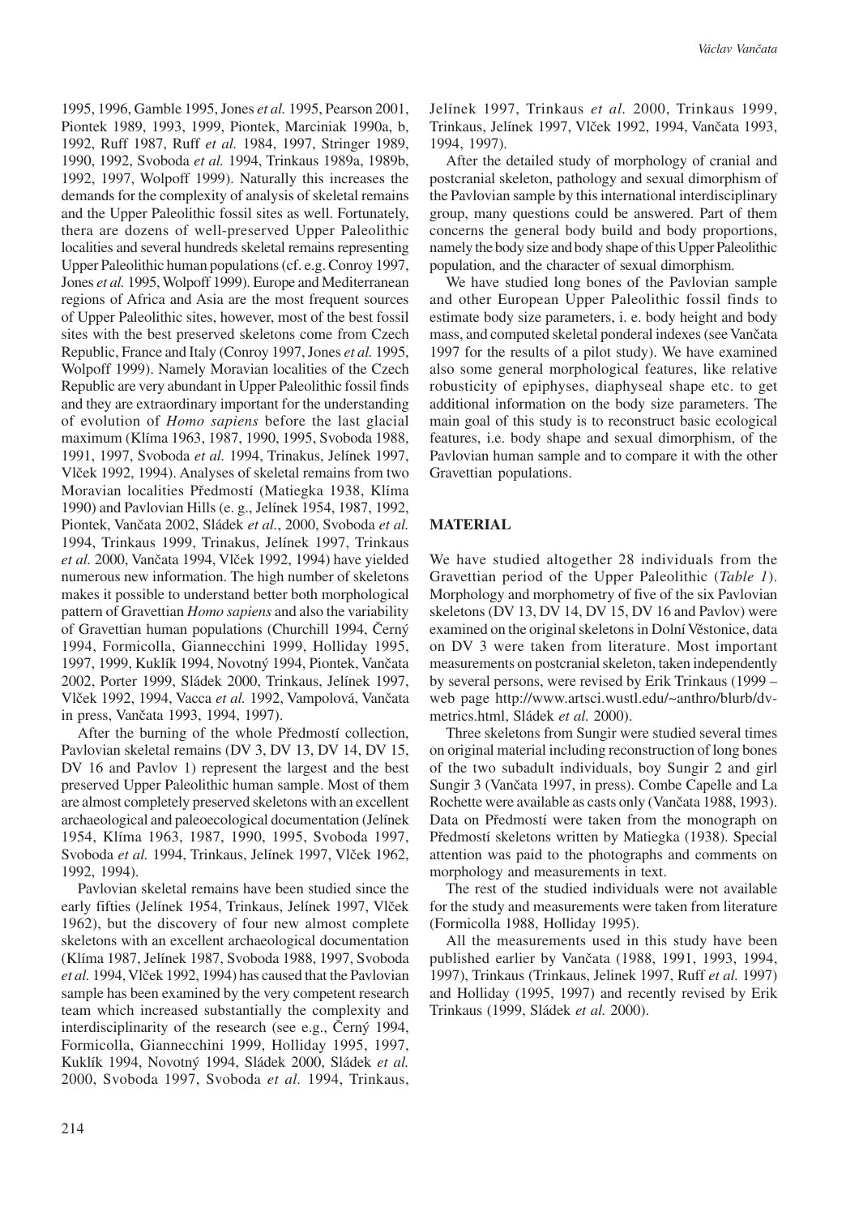1995, 1996, Gamble 1995, Jones *et al.* 1995, Pearson 2001, Piontek 1989, 1993, 1999, Piontek, Marciniak 1990a, b, 1992, Ruff 1987, Ruff *et al.* 1984, 1997, Stringer 1989, 1990, 1992, Svoboda *et al.* 1994, Trinkaus 1989a, 1989b, 1992, 1997, Wolpoff 1999). Naturally this increases the demands for the complexity of analysis of skeletal remains and the Upper Paleolithic fossil sites as well. Fortunately, thera are dozens of well-preserved Upper Paleolithic localities and several hundreds skeletal remains representing Upper Paleolithic human populations (cf. e.g. Conroy 1997, Jones *et al.* 1995, Wolpoff 1999). Europe and Mediterranean regions of Africa and Asia are the most frequent sources of Upper Paleolithic sites, however, most of the best fossil sites with the best preserved skeletons come from Czech Republic, France and Italy (Conroy 1997, Jones *et al.* 1995, Wolpoff 1999). Namely Moravian localities of the Czech Republic are very abundant in Upper Paleolithic fossil finds and they are extraordinary important for the understanding of evolution of *Homo sapiens* before the last glacial maximum (Klíma 1963, 1987, 1990, 1995, Svoboda 1988, 1991, 1997, Svoboda *et al.* 1994, Trinakus, Jelínek 1997, Vlček 1992, 1994). Analyses of skeletal remains from two Moravian localities Předmostí (Matiegka 1938, Klíma 1990) and Pavlovian Hills (e. g., Jelínek 1954, 1987, 1992, Piontek, Vančata 2002, Sládek *et al.*, 2000, Svoboda *et al.* 1994, Trinkaus 1999, Trinakus, Jelínek 1997, Trinkaus *et al.* 2000, Vančata 1994, Vlček 1992, 1994) have yielded numerous new information. The high number of skeletons makes it possible to understand better both morphological pattern of Gravettian *Homo sapiens* and also the variability of Gravettian human populations (Churchill 1994, Černý 1994, Formicolla, Giannecchini 1999, Holliday 1995, 1997, 1999, Kuklík 1994, Novotný 1994, Piontek, Vančata 2002, Porter 1999, Sládek 2000, Trinkaus, Jelínek 1997, Vlček 1992, 1994, Vacca *et al.* 1992, Vampolová, Vančata in press, Vančata 1993, 1994, 1997).

After the burning of the whole Předmostí collection, Pavlovian skeletal remains (DV 3, DV 13, DV 14, DV 15, DV 16 and Pavlov 1) represent the largest and the best preserved Upper Paleolithic human sample. Most of them are almost completely preserved skeletons with an excellent archaeological and paleoecological documentation (Jelínek 1954, Klíma 1963, 1987, 1990, 1995, Svoboda 1997, Svoboda *et al.* 1994, Trinkaus, Jelínek 1997, Vlček 1962, 1992, 1994).

Pavlovian skeletal remains have been studied since the early fifties (Jelínek 1954, Trinkaus, Jelínek 1997, Vlček 1962), but the discovery of four new almost complete skeletons with an excellent archaeological documentation (Klíma 1987, Jelínek 1987, Svoboda 1988, 1997, Svoboda *et al.* 1994, Vlček 1992, 1994) has caused that the Pavlovian sample has been examined by the very competent research team which increased substantially the complexity and interdisciplinarity of the research (see e.g., Černý 1994, Formicolla, Giannecchini 1999, Holliday 1995, 1997, Kuklík 1994, Novotný 1994, Sládek 2000, Sládek *et al.* 2000, Svoboda 1997, Svoboda *et al.* 1994, Trinkaus, Jelínek 1997, Trinkaus *et al.* 2000, Trinkaus 1999, Trinkaus, Jelínek 1997, Vlček 1992, 1994, Vančata 1993, 1994, 1997).

After the detailed study of morphology of cranial and postcranial skeleton, pathology and sexual dimorphism of the Pavlovian sample by this international interdisciplinary group, many questions could be answered. Part of them concerns the general body build and body proportions, namely the body size and body shape of this Upper Paleolithic population, and the character of sexual dimorphism.

We have studied long bones of the Pavlovian sample and other European Upper Paleolithic fossil finds to estimate body size parameters, i. e. body height and body mass, and computed skeletal ponderal indexes (see Vančata 1997 for the results of a pilot study). We have examined also some general morphological features, like relative robusticity of epiphyses, diaphyseal shape etc. to get additional information on the body size parameters. The main goal of this study is to reconstruct basic ecological features, i.e. body shape and sexual dimorphism, of the Pavlovian human sample and to compare it with the other Gravettian populations.

## MATERIAL

We have studied altogether 28 individuals from the Gravettian period of the Upper Paleolithic (*Table 1*). Morphology and morphometry of five of the six Pavlovian skeletons (DV 13, DV 14, DV 15, DV 16 and Pavlov) were examined on the original skeletons in Dolní Věstonice, data on DV 3 were taken from literature. Most important measurements on postcranial skeleton, taken independently by several persons, were revised by Erik Trinkaus (1999 – web page http://www.artsci.wustl.edu/~anthro/blurb/dv-metrics.html, Sládek *et al.* 2000).

Three skeletons from Sungir were studied several times on original material including reconstruction of long bones of the two subadult individuals, boy Sungir 2 and girl Sungir 3 (Vančata 1997, in press). Combe Capelle and La Rochette were available as casts only (Vančata 1988, 1993). Data on Předmostí were taken from the monograph on Předmostí skeletons written by Matiegka (1938). Special attention was paid to the photographs and comments on morphology and measurements in text.

The rest of the studied individuals were not available for the study and measurements were taken from literature (Formicolla 1988, Holliday 1995).

All the measurements used in this study have been published earlier by Vančata (1988, 1991, 1993, 1994, 1997), Trinkaus (Trinkaus, Jelinek 1997, Ruff *et al.* 1997) and Holliday (1995, 1997) and recently revised by Erik Trinkaus (1999, Sládek *et al.* 2000).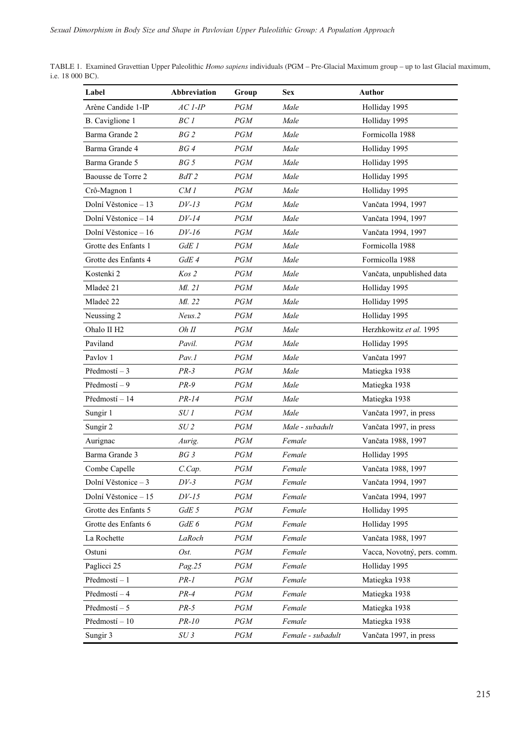TABLE 1. Examined Gravettian Upper Paleolithic *Homo sapiens* individuals (PGM – Pre-Glacial Maximum group – up to last Glacial maximum, i.e. 18 000 BC).

| Label | Abbreviation | Group | Sex | Author |
|---|---|---|---|---|
| Arène Candide 1-IP | *AC 1-IP* | *PGM* | *Male* | Holliday 1995 |
| B. Caviglione 1 | *BC 1* | *PGM* | *Male* | Holliday 1995 |
| Barma Grande 2 | *BG 2* | *PGM* | *Male* | Formicolla 1988 |
| Barma Grande 4 | *BG 4* | *PGM* | *Male* | Holliday 1995 |
| Barma Grande 5 | *BG 5* | *PGM* | *Male* | Holliday 1995 |
| Baousse de Torre 2 | *BdT 2* | *PGM* | *Male* | Holliday 1995 |
| Crô-Magnon 1 | *CM 1* | *PGM* | *Male* | Holliday 1995 |
| Dolní Věstonice – 13 | *DV-13* | *PGM* | *Male* | Vančata 1994, 1997 |
| Dolní Věstonice – 14 | *DV-14* | *PGM* | *Male* | Vančata 1994, 1997 |
| Dolní Věstonice – 16 | *DV-16* | *PGM* | *Male* | Vančata 1994, 1997 |
| Grotte des Enfants 1 | *GdE 1* | *PGM* | *Male* | Formicolla 1988 |
| Grotte des Enfants 4 | *GdE 4* | *PGM* | *Male* | Formicolla 1988 |
| Kostenki 2 | *Kos 2* | *PGM* | *Male* | Vančata, unpublished data |
| Mladeč 21 | *Ml. 21* | *PGM* | *Male* | Holliday 1995 |
| Mladeč 22 | *Ml. 22* | *PGM* | *Male* | Holliday 1995 |
| Neussing 2 | *Neus.2* | *PGM* | *Male* | Holliday 1995 |
| Ohalo II H2 | *Oh II* | *PGM* | *Male* | Herzhkowitz *et al.* 1995 |
| Paviland | *Pavil.* | *PGM* | *Male* | Holliday 1995 |
| Pavlov 1 | *Pav.1* | *PGM* | *Male* | Vančata 1997 |
| Předmostí – 3 | *PR-3* | *PGM* | *Male* | Matiegka 1938 |
| Předmostí – 9 | *PR-9* | *PGM* | *Male* | Matiegka 1938 |
| Předmostí – 14 | *PR-14* | *PGM* | *Male* | Matiegka 1938 |
| Sungir 1 | *SU 1* | *PGM* | *Male* | Vančata 1997, in press |
| Sungir 2 | *SU 2* | *PGM* | *Male - subadult* | Vančata 1997, in press |
| Aurignac | *Aurig.* | *PGM* | *Female* | Vančata 1988, 1997 |
| Barma Grande 3 | *BG 3* | *PGM* | *Female* | Holliday 1995 |
| Combe Capelle | *C.Cap.* | *PGM* | *Female* | Vančata 1988, 1997 |
| Dolní Věstonice – 3 | *DV-3* | *PGM* | *Female* | Vančata 1994, 1997 |
| Dolní Věstonice – 15 | *DV-15* | *PGM* | *Female* | Vančata 1994, 1997 |
| Grotte des Enfants 5 | *GdE 5* | *PGM* | *Female* | Holliday 1995 |
| Grotte des Enfants 6 | *GdE 6* | *PGM* | *Female* | Holliday 1995 |
| La Rochette | *LaRoch* | *PGM* | *Female* | Vančata 1988, 1997 |
| Ostuni | *Ost.* | *PGM* | *Female* | Vacca, Novotný, pers. comm. |
| Paglicci 25 | *Pag.25* | *PGM* | *Female* | Holliday 1995 |
| Předmostí – 1 | *PR-1* | *PGM* | *Female* | Matiegka 1938 |
| Předmostí – 4 | *PR-4* | *PGM* | *Female* | Matiegka 1938 |
| Předmostí – 5 | *PR-5* | *PGM* | *Female* | Matiegka 1938 |
| Předmostí – 10 | *PR-10* | *PGM* | *Female* | Matiegka 1938 |
| Sungir 3 | *SU 3* | *PGM* | *Female - subadult* | Vančata 1997, in press |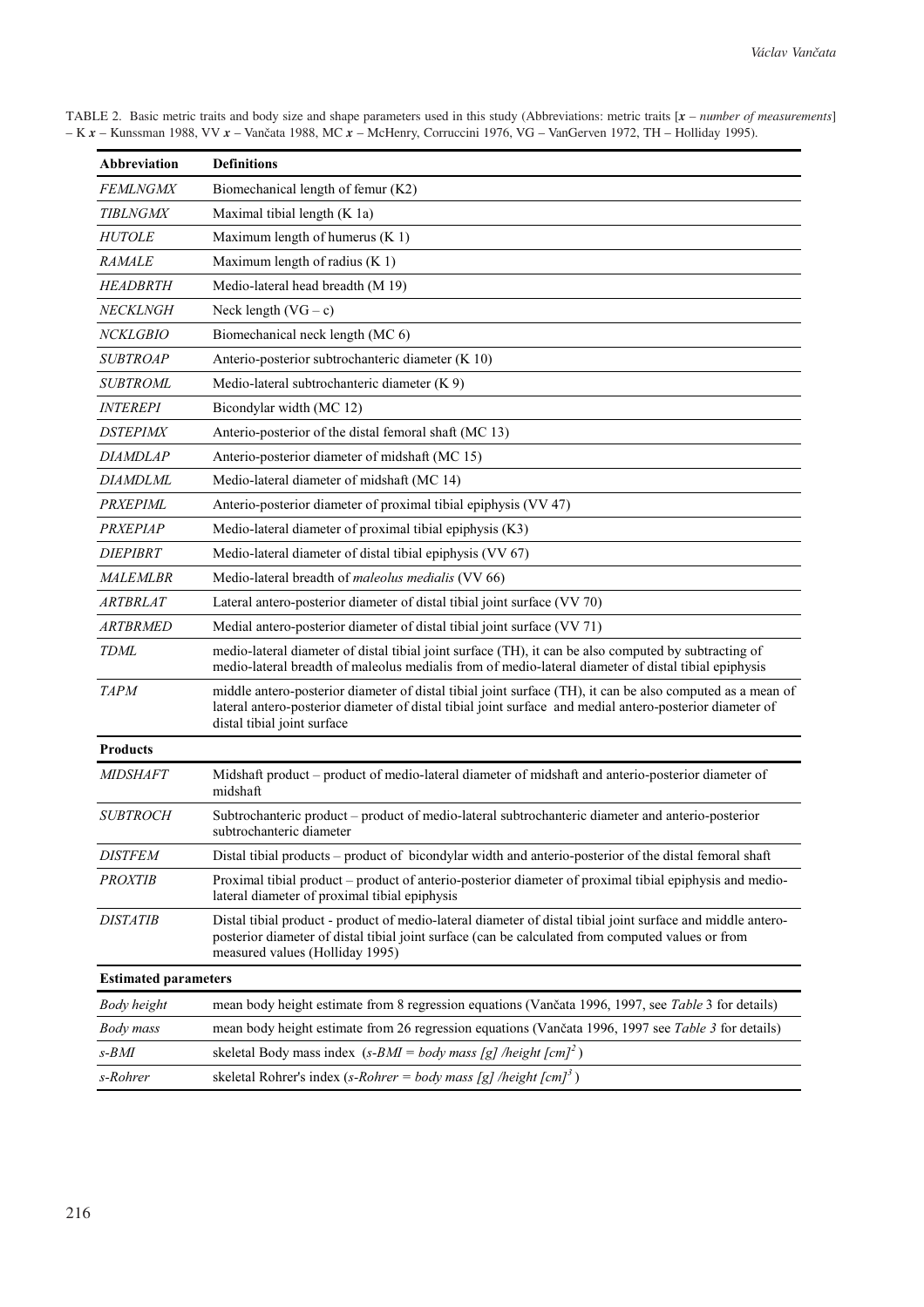TABLE 2. Basic metric traits and body size and shape parameters used in this study (Abbreviations: metric traits [*x* – *number of measurements*] – K *x* – Kunssman 1988, VV *x* – Vančata 1988, MC *x* – McHenry, Corruccini 1976, VG – VanGerven 1972, TH – Holliday 1995).

| Abbreviation | Definitions |
|---|---|
| *FEMLNGMX* | Biomechanical length of femur (K2) |
| *TIBLNGMX* | Maximal tibial length (K 1a) |
| *HUTOLE* | Maximum length of humerus (K 1) |
| *RAMALE* | Maximum length of radius (K 1) |
| *HEADBRTH* | Medio-lateral head breadth (M 19) |
| *NECKLNGH* | Neck length (VG – c) |
| *NCKLGBIO* | Biomechanical neck length (MC 6) |
| *SUBTROAP* | Anterio-posterior subtrochanteric diameter (K 10) |
| *SUBTROML* | Medio-lateral subtrochanteric diameter (K 9) |
| *INTEREPI* | Bicondylar width (MC 12) |
| *DSTEPIMX* | Anterio-posterior of the distal femoral shaft (MC 13) |
| *DIAMDLAP* | Anterio-posterior diameter of midshaft (MC 15) |
| *DIAMDLML* | Medio-lateral diameter of midshaft (MC 14) |
| *PRXEPIML* | Anterio-posterior diameter of proximal tibial epiphysis (VV 47) |
| *PRXEPIAP* | Medio-lateral diameter of proximal tibial epiphysis (K3) |
| *DIEPIBRT* | Medio-lateral diameter of distal tibial epiphysis (VV 67) |
| *MALEMLBR* | Medio-lateral breadth of *maleolus medialis* (VV 66) |
| *ARTBRLAT* | Lateral antero-posterior diameter of distal tibial joint surface (VV 70) |
| *ARTBRMED* | Medial antero-posterior diameter of distal tibial joint surface (VV 71) |
| *TDML* | medio-lateral diameter of distal tibial joint surface (TH), it can be also computed by subtracting of medio-lateral breadth of maleolus medialis from of medio-lateral diameter of distal tibial epiphysis |
| *TAPM* | middle antero-posterior diameter of distal tibial joint surface (TH), it can be also computed as a mean of lateral antero-posterior diameter of distal tibial joint surface and medial antero-posterior diameter of distal tibial joint surface |
| **Products** | |
| *MIDSHAFT* | Midshaft product – product of medio-lateral diameter of midshaft and anterio-posterior diameter of midshaft |
| *SUBTROCH* | Subtrochanteric product – product of medio-lateral subtrochanteric diameter and anterio-posterior subtrochanteric diameter |
| *DISTFEM* | Distal tibial products – product of bicondylar width and anterio-posterior of the distal femoral shaft |
| *PROXTIB* | Proximal tibial product – product of anterio-posterior diameter of proximal tibial epiphysis and medio-lateral diameter of proximal tibial epiphysis |
| *DISTATIB* | Distal tibial product - product of medio-lateral diameter of distal tibial joint surface and middle antero-posterior diameter of distal tibial joint surface (can be calculated from computed values or from measured values (Holliday 1995) |
| **Estimated parameters** | |
| *Body height* | mean body height estimate from 8 regression equations (Vančata 1996, 1997, see *Table* 3 for details) |
| *Body mass* | mean body height estimate from 26 regression equations (Vančata 1996, 1997 see *Table 3* for details) |
| *s-BMI* | skeletal Body mass index (*s-BMI = body mass [g] /height [cm]*$^2$) |
| *s-Rohrer* | skeletal Rohrer's index (*s-Rohrer = body mass [g] /height [cm]*$^3$) |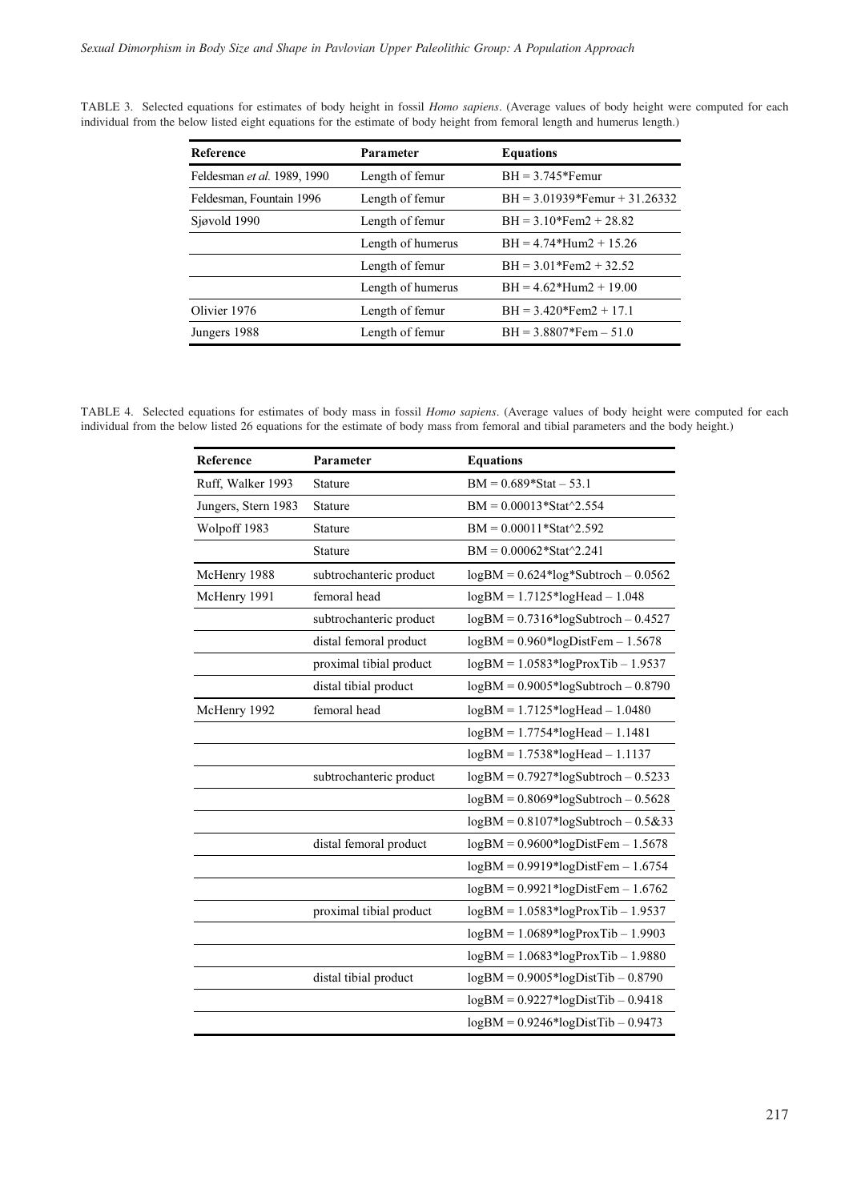TABLE 3. Selected equations for estimates of body height in fossil *Homo sapiens*. (Average values of body height were computed for each individual from the below listed eight equations for the estimate of body height from femoral length and humerus length.)

| Reference | Parameter | Equations |
|---|---|---|
| Feldesman *et al.* 1989, 1990 | Length of femur | BH = 3.745*Femur |
| Feldesman, Fountain 1996 | Length of femur | BH = 3.01939*Femur + 31.26332 |
| Sjøvold 1990 | Length of femur | BH = 3.10*Fem2 + 28.82 |
| | Length of humerus | BH = 4.74*Hum2 + 15.26 |
| | Length of femur | BH = 3.01*Fem2 + 32.52 |
| | Length of humerus | BH = 4.62*Hum2 + 19.00 |
| Olivier 1976 | Length of femur | BH = 3.420*Fem2 + 17.1 |
| Jungers 1988 | Length of femur | BH = 3.8807*Fem – 51.0 |

TABLE 4. Selected equations for estimates of body mass in fossil *Homo sapiens*. (Average values of body height were computed for each individual from the below listed 26 equations for the estimate of body mass from femoral and tibial parameters and the body height.)

| Reference | Parameter | Equations |
|---|---|---|
| Ruff, Walker 1993 | Stature | BM = 0.689*Stat – 53.1 |
| Jungers, Stern 1983 | Stature | BM = 0.00013*Stat^2.554 |
| Wolpoff 1983 | Stature | BM = 0.00011*Stat^2.592 |
| | Stature | BM = 0.00062*Stat^2.241 |
| McHenry 1988 | subtrochanteric product | logBM = 0.624*log*Subtroch – 0.0562 |
| McHenry 1991 | femoral head | logBM = 1.7125*logHead – 1.048 |
| | subtrochanteric product | logBM = 0.7316*logSubtroch – 0.4527 |
| | distal femoral product | logBM = 0.960*logDistFem – 1.5678 |
| | proximal tibial product | logBM = 1.0583*logProxTib – 1.9537 |
| | distal tibial product | logBM = 0.9005*logSubtroch – 0.8790 |
| McHenry 1992 | femoral head | logBM = 1.7125*logHead – 1.0480 |
| | | logBM = 1.7754*logHead – 1.1481 |
| | | logBM = 1.7538*logHead – 1.1137 |
| | subtrochanteric product | logBM = 0.7927*logSubtroch – 0.5233 |
| | | logBM = 0.8069*logSubtroch – 0.5628 |
| | | logBM = 0.8107*logSubtroch – 0.5&33 |
| | distal femoral product | logBM = 0.9600*logDistFem – 1.5678 |
| | | logBM = 0.9919*logDistFem – 1.6754 |
| | | logBM = 0.9921*logDistFem – 1.6762 |
| | proximal tibial product | logBM = 1.0583*logProxTib – 1.9537 |
| | | logBM = 1.0689*logProxTib – 1.9903 |
| | | logBM = 1.0683*logProxTib – 1.9880 |
| | distal tibial product | logBM = 0.9005*logDistTib – 0.8790 |
| | | logBM = 0.9227*logDistTib – 0.9418 |
| | | logBM = 0.9246*logDistTib – 0.9473 |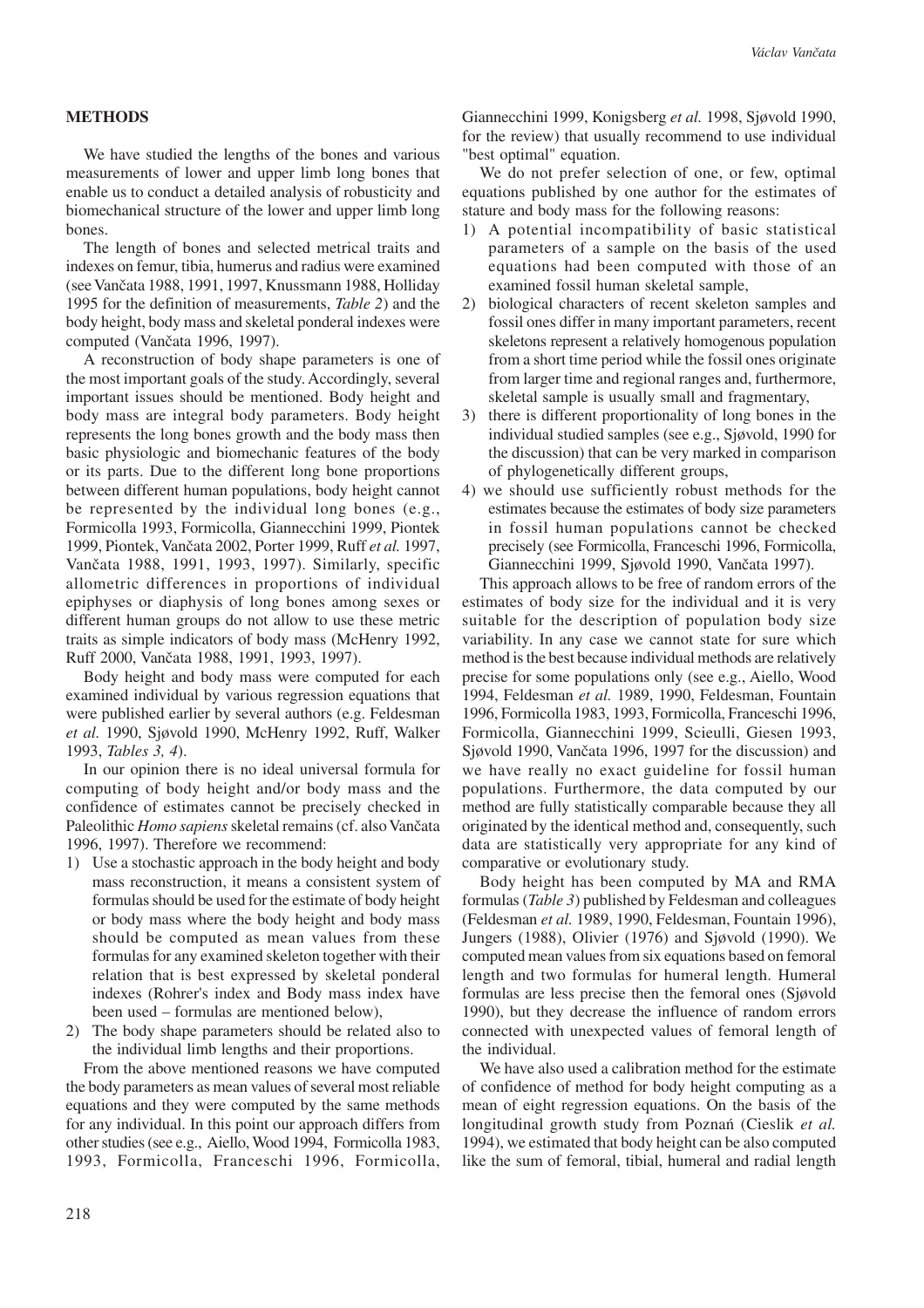## METHODS

We have studied the lengths of the bones and various measurements of lower and upper limb long bones that enable us to conduct a detailed analysis of robusticity and biomechanical structure of the lower and upper limb long bones.

The length of bones and selected metrical traits and indexes on femur, tibia, humerus and radius were examined (see Vančata 1988, 1991, 1997, Knussmann 1988, Holliday 1995 for the definition of measurements, *Table 2*) and the body height, body mass and skeletal ponderal indexes were computed (Vančata 1996, 1997).

A reconstruction of body shape parameters is one of the most important goals of the study. Accordingly, several important issues should be mentioned. Body height and body mass are integral body parameters. Body height represents the long bones growth and the body mass then basic physiologic and biomechanic features of the body or its parts. Due to the different long bone proportions between different human populations, body height cannot be represented by the individual long bones (e.g., Formicolla 1993, Formicolla, Giannecchini 1999, Piontek 1999, Piontek, Vančata 2002, Porter 1999, Ruff *et al.* 1997, Vančata 1988, 1991, 1993, 1997). Similarly, specific allometric differences in proportions of individual epiphyses or diaphysis of long bones among sexes or different human groups do not allow to use these metric traits as simple indicators of body mass (McHenry 1992, Ruff 2000, Vančata 1988, 1991, 1993, 1997).

Body height and body mass were computed for each examined individual by various regression equations that were published earlier by several authors (e.g. Feldesman *et al.* 1990, Sjøvold 1990, McHenry 1992, Ruff, Walker 1993, *Tables 3, 4*).

In our opinion there is no ideal universal formula for computing of body height and/or body mass and the confidence of estimates cannot be precisely checked in Paleolithic *Homo sapiens* skeletal remains (cf. also Vančata 1996, 1997). Therefore we recommend:

1) Use a stochastic approach in the body height and body mass reconstruction, it means a consistent system of formulas should be used for the estimate of body height or body mass where the body height and body mass should be computed as mean values from these formulas for any examined skeleton together with their relation that is best expressed by skeletal ponderal indexes (Rohrer's index and Body mass index have been used – formulas are mentioned below),
2) The body shape parameters should be related also to the individual limb lengths and their proportions.

From the above mentioned reasons we have computed the body parameters as mean values of several most reliable equations and they were computed by the same methods for any individual. In this point our approach differs from other studies (see e.g., Aiello, Wood 1994, Formicolla 1983, 1993, Formicolla, Franceschi 1996, Formicolla, Giannecchini 1999, Konigsberg *et al.* 1998, Sjøvold 1990, for the review) that usually recommend to use individual "best optimal" equation.

We do not prefer selection of one, or few, optimal equations published by one author for the estimates of stature and body mass for the following reasons:

1) A potential incompatibility of basic statistical parameters of a sample on the basis of the used equations had been computed with those of an examined fossil human skeletal sample,
2) biological characters of recent skeleton samples and fossil ones differ in many important parameters, recent skeletons represent a relatively homogenous population from a short time period while the fossil ones originate from larger time and regional ranges and, furthermore, skeletal sample is usually small and fragmentary,
3) there is different proportionality of long bones in the individual studied samples (see e.g., Sjøvold, 1990 for the discussion) that can be very marked in comparison of phylogenetically different groups,
4) we should use sufficiently robust methods for the estimates because the estimates of body size parameters in fossil human populations cannot be checked precisely (see Formicolla, Franceschi 1996, Formicolla, Giannecchini 1999, Sjøvold 1990, Vančata 1997).

This approach allows to be free of random errors of the estimates of body size for the individual and it is very suitable for the description of population body size variability. In any case we cannot state for sure which method is the best because individual methods are relatively precise for some populations only (see e.g., Aiello, Wood 1994, Feldesman *et al.* 1989, 1990, Feldesman, Fountain 1996, Formicolla 1983, 1993, Formicolla, Franceschi 1996, Formicolla, Giannecchini 1999, Scieulli, Giesen 1993, Sjøvold 1990, Vančata 1996, 1997 for the discussion) and we have really no exact guideline for fossil human populations. Furthermore, the data computed by our method are fully statistically comparable because they all originated by the identical method and, consequently, such data are statistically very appropriate for any kind of comparative or evolutionary study.

Body height has been computed by MA and RMA formulas (*Table 3*) published by Feldesman and colleagues (Feldesman *et al.* 1989, 1990, Feldesman, Fountain 1996), Jungers (1988), Olivier (1976) and Sjøvold (1990). We computed mean values from six equations based on femoral length and two formulas for humeral length. Humeral formulas are less precise then the femoral ones (Sjøvold 1990), but they decrease the influence of random errors connected with unexpected values of femoral length of the individual.

We have also used a calibration method for the estimate of confidence of method for body height computing as a mean of eight regression equations. On the basis of the longitudinal growth study from Poznań (Cieslik *et al.* 1994), we estimated that body height can be also computed like the sum of femoral, tibial, humeral and radial length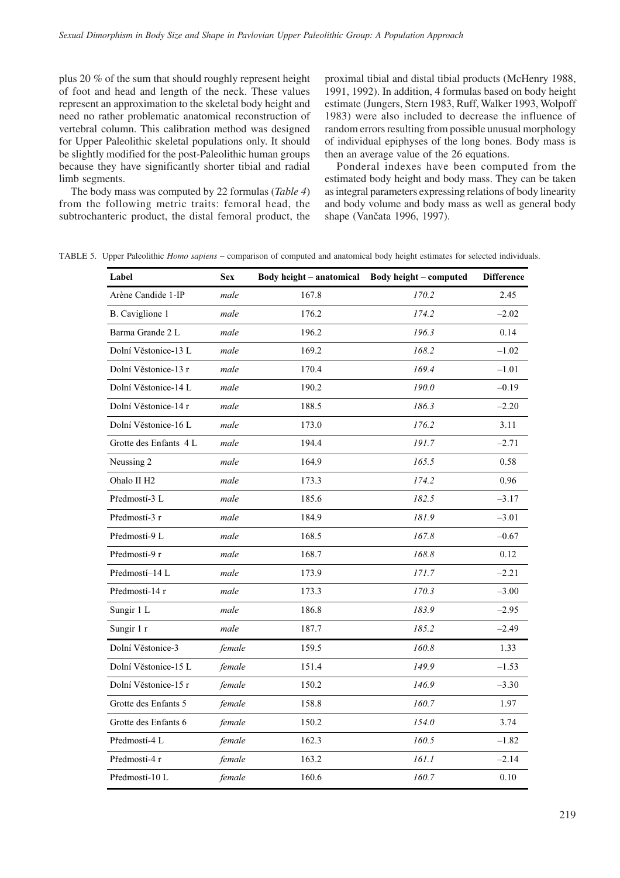plus 20 % of the sum that should roughly represent height of foot and head and length of the neck. These values represent an approximation to the skeletal body height and need no rather problematic anatomical reconstruction of vertebral column. This calibration method was designed for Upper Paleolithic skeletal populations only. It should be slightly modified for the post-Paleolithic human groups because they have significantly shorter tibial and radial limb segments.

The body mass was computed by 22 formulas (*Table 4*) from the following metric traits: femoral head, the subtrochanteric product, the distal femoral product, the proximal tibial and distal tibial products (McHenry 1988, 1991, 1992). In addition, 4 formulas based on body height estimate (Jungers, Stern 1983, Ruff, Walker 1993, Wolpoff 1983) were also included to decrease the influence of random errors resulting from possible unusual morphology of individual epiphyses of the long bones. Body mass is then an average value of the 26 equations.

Ponderal indexes have been computed from the estimated body height and body mass. They can be taken as integral parameters expressing relations of body linearity and body volume and body mass as well as general body shape (Vančata 1996, 1997).

TABLE 5. Upper Paleolithic *Homo sapiens* – comparison of computed and anatomical body height estimates for selected individuals.

| Label | Sex | Body height – anatomical | Body height – computed | Difference |
|---|---|---|---|---|
| Arène Candide 1-IP | *male* | 167.8 | *170.2* | 2.45 |
| B. Caviglione 1 | *male* | 176.2 | *174.2* | –2.02 |
| Barma Grande 2 L | *male* | 196.2 | *196.3* | 0.14 |
| Dolní Věstonice-13 L | *male* | 169.2 | *168.2* | –1.02 |
| Dolní Věstonice-13 r | *male* | 170.4 | *169.4* | –1.01 |
| Dolní Věstonice-14 L | *male* | 190.2 | *190.0* | –0.19 |
| Dolní Věstonice-14 r | *male* | 188.5 | *186.3* | –2.20 |
| Dolní Věstonice-16 L | *male* | 173.0 | *176.2* | 3.11 |
| Grotte des Enfants 4 L | *male* | 194.4 | *191.7* | –2.71 |
| Neussing 2 | *male* | 164.9 | *165.5* | 0.58 |
| Ohalo II H2 | *male* | 173.3 | *174.2* | 0.96 |
| Předmostí-3 L | *male* | 185.6 | *182.5* | –3.17 |
| Předmostí-3 r | *male* | 184.9 | *181.9* | –3.01 |
| Předmostí-9 L | *male* | 168.5 | *167.8* | –0.67 |
| Předmostí-9 r | *male* | 168.7 | *168.8* | 0.12 |
| Předmostí–14 L | *male* | 173.9 | *171.7* | –2.21 |
| Předmostí-14 r | *male* | 173.3 | *170.3* | –3.00 |
| Sungir 1 L | *male* | 186.8 | *183.9* | –2.95 |
| Sungir 1 r | *male* | 187.7 | *185.2* | –2.49 |
| Dolní Věstonice-3 | *female* | 159.5 | *160.8* | 1.33 |
| Dolní Věstonice-15 L | *female* | 151.4 | *149.9* | –1.53 |
| Dolní Věstonice-15 r | *female* | 150.2 | *146.9* | –3.30 |
| Grotte des Enfants 5 | *female* | 158.8 | *160.7* | 1.97 |
| Grotte des Enfants 6 | *female* | 150.2 | *154.0* | 3.74 |
| Předmostí-4 L | *female* | 162.3 | *160.5* | –1.82 |
| Předmostí-4 r | *female* | 163.2 | *161.1* | –2.14 |
| Předmostí-10 L | *female* | 160.6 | *160.7* | 0.10 |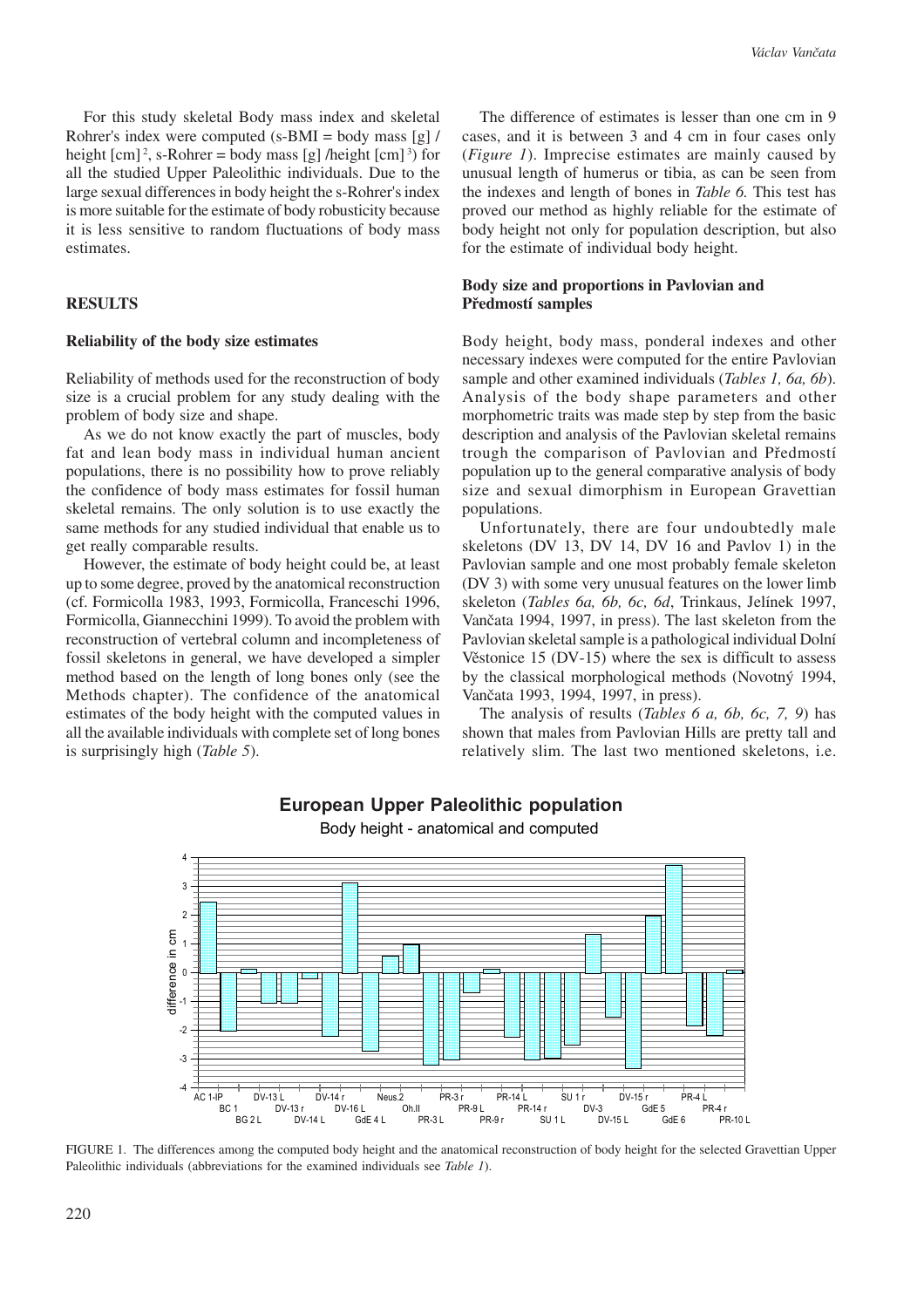For this study skeletal Body mass index and skeletal Rohrer's index were computed (s-BMI = body mass [g] / height [cm]$^2$, s-Rohrer = body mass [g] /height [cm]$^3$) for all the studied Upper Paleolithic individuals. Due to the large sexual differences in body height the s-Rohrer's index is more suitable for the estimate of body robusticity because it is less sensitive to random fluctuations of body mass estimates.

## RESULTS

### Reliability of the body size estimates

Reliability of methods used for the reconstruction of body size is a crucial problem for any study dealing with the problem of body size and shape.

As we do not know exactly the part of muscles, body fat and lean body mass in individual human ancient populations, there is no possibility how to prove reliably the confidence of body mass estimates for fossil human skeletal remains. The only solution is to use exactly the same methods for any studied individual that enable us to get really comparable results.

However, the estimate of body height could be, at least up to some degree, proved by the anatomical reconstruction (cf. Formicolla 1983, 1993, Formicolla, Franceschi 1996, Formicolla, Giannecchini 1999). To avoid the problem with reconstruction of vertebral column and incompleteness of fossil skeletons in general, we have developed a simpler method based on the length of long bones only (see the Methods chapter). The confidence of the anatomical estimates of the body height with the computed values in all the available individuals with complete set of long bones is surprisingly high (*Table 5*).

The difference of estimates is lesser than one cm in 9 cases, and it is between 3 and 4 cm in four cases only (*Figure 1*). Imprecise estimates are mainly caused by unusual length of humerus or tibia, as can be seen from the indexes and length of bones in *Table 6.* This test has proved our method as highly reliable for the estimate of body height not only for population description, but also for the estimate of individual body height.

### Body size and proportions in Pavlovian and Předmostí samples

Body height, body mass, ponderal indexes and other necessary indexes were computed for the entire Pavlovian sample and other examined individuals (*Tables 1, 6a, 6b*). Analysis of the body shape parameters and other morphometric traits was made step by step from the basic description and analysis of the Pavlovian skeletal remains trough the comparison of Pavlovian and Předmostí population up to the general comparative analysis of body size and sexual dimorphism in European Gravettian populations.

Unfortunately, there are four undoubtedly male skeletons (DV 13, DV 14, DV 16 and Pavlov 1) in the Pavlovian sample and one most probably female skeleton (DV 3) with some very unusual features on the lower limb skeleton (*Tables 6a, 6b, 6c, 6d*, Trinkaus, Jelínek 1997, Vančata 1994, 1997, in press). The last skeleton from the Pavlovian skeletal sample is a pathological individual Dolní Věstonice 15 (DV-15) where the sex is difficult to assess by the classical morphological methods (Novotný 1994, Vančata 1993, 1994, 1997, in press).

The analysis of results (*Tables 6 a, 6b, 6c, 7, 9*) has shown that males from Pavlovian Hills are pretty tall and relatively slim. The last two mentioned skeletons, i.e.

FIGURE 1. The differences among the computed body height and the anatomical reconstruction of body height for the selected Gravettian Upper Paleolithic individuals (abbreviations for the examined individuals see *Table 1*).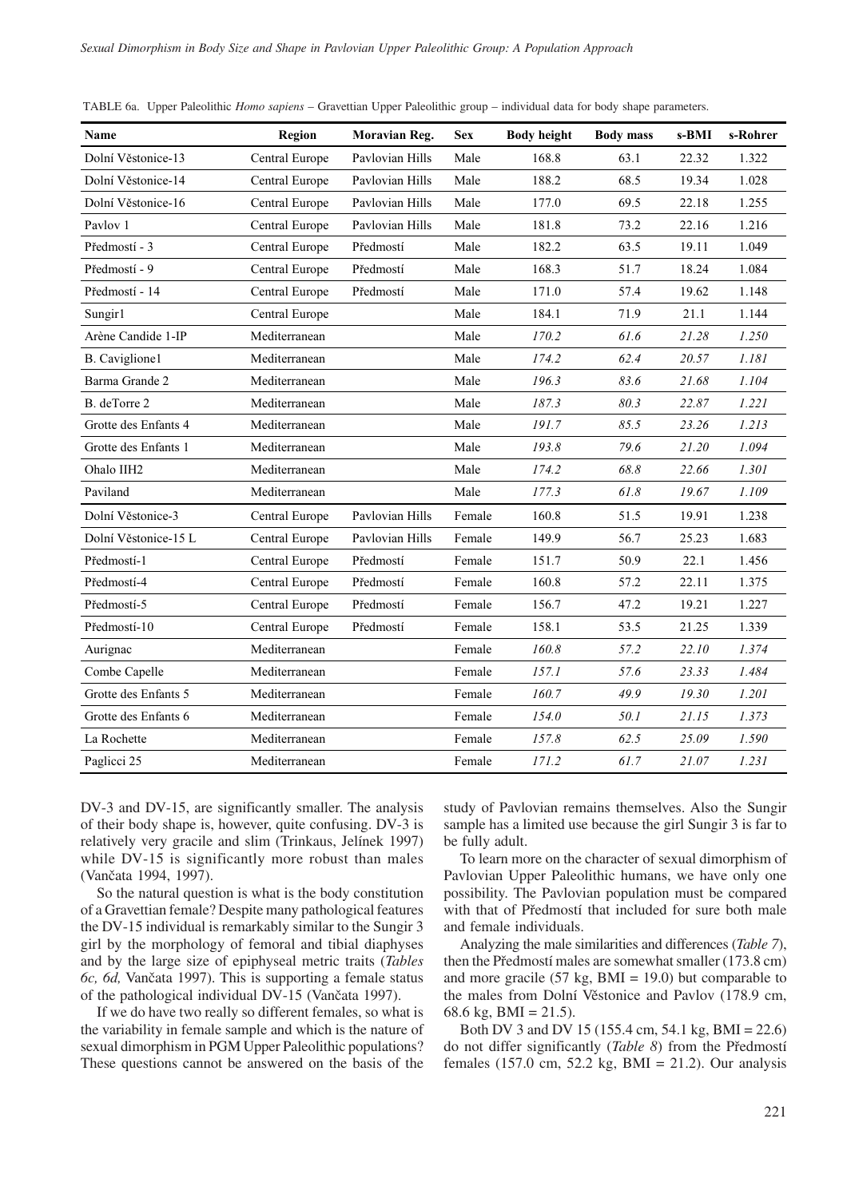TABLE 6a. Upper Paleolithic *Homo sapiens* – Gravettian Upper Paleolithic group – individual data for body shape parameters.

| Name | Region | Moravian Reg. | Sex | Body height | Body mass | s-BMI | s-Rohrer |
|---|---|---|---|---|---|---|---|
| Dolní Věstonice-13 | Central Europe | Pavlovian Hills | Male | 168.8 | 63.1 | 22.32 | 1.322 |
| Dolní Věstonice-14 | Central Europe | Pavlovian Hills | Male | 188.2 | 68.5 | 19.34 | 1.028 |
| Dolní Věstonice-16 | Central Europe | Pavlovian Hills | Male | 177.0 | 69.5 | 22.18 | 1.255 |
| Pavlov 1 | Central Europe | Pavlovian Hills | Male | 181.8 | 73.2 | 22.16 | 1.216 |
| Předmostí - 3 | Central Europe | Předmostí | Male | 182.2 | 63.5 | 19.11 | 1.049 |
| Předmostí - 9 | Central Europe | Předmostí | Male | 168.3 | 51.7 | 18.24 | 1.084 |
| Předmostí - 14 | Central Europe | Předmostí | Male | 171.0 | 57.4 | 19.62 | 1.148 |
| Sungir1 | Central Europe | | Male | 184.1 | 71.9 | 21.1 | 1.144 |
| Arène Candide 1-IP | Mediterranean | | Male | *170.2* | *61.6* | *21.28* | *1.250* |
| B. Caviglione1 | Mediterranean | | Male | *174.2* | *62.4* | *20.57* | *1.181* |
| Barma Grande 2 | Mediterranean | | Male | *196.3* | *83.6* | *21.68* | *1.104* |
| B. deTorre 2 | Mediterranean | | Male | *187.3* | *80.3* | *22.87* | *1.221* |
| Grotte des Enfants 4 | Mediterranean | | Male | *191.7* | *85.5* | *23.26* | *1.213* |
| Grotte des Enfants 1 | Mediterranean | | Male | *193.8* | *79.6* | *21.20* | *1.094* |
| Ohalo IIH2 | Mediterranean | | Male | *174.2* | *68.8* | *22.66* | *1.301* |
| Paviland | Mediterranean | | Male | *177.3* | *61.8* | *19.67* | *1.109* |
| Dolní Věstonice-3 | Central Europe | Pavlovian Hills | Female | 160.8 | 51.5 | 19.91 | 1.238 |
| Dolní Věstonice-15 L | Central Europe | Pavlovian Hills | Female | 149.9 | 56.7 | 25.23 | 1.683 |
| Předmostí-1 | Central Europe | Předmostí | Female | 151.7 | 50.9 | 22.1 | 1.456 |
| Předmostí-4 | Central Europe | Předmostí | Female | 160.8 | 57.2 | 22.11 | 1.375 |
| Předmostí-5 | Central Europe | Předmostí | Female | 156.7 | 47.2 | 19.21 | 1.227 |
| Předmostí-10 | Central Europe | Předmostí | Female | 158.1 | 53.5 | 21.25 | 1.339 |
| Aurignac | Mediterranean | | Female | *160.8* | *57.2* | *22.10* | *1.374* |
| Combe Capelle | Mediterranean | | Female | *157.1* | *57.6* | *23.33* | *1.484* |
| Grotte des Enfants 5 | Mediterranean | | Female | *160.7* | *49.9* | *19.30* | *1.201* |
| Grotte des Enfants 6 | Mediterranean | | Female | *154.0* | *50.1* | *21.15* | *1.373* |
| La Rochette | Mediterranean | | Female | *157.8* | *62.5* | *25.09* | *1.590* |
| Paglicci 25 | Mediterranean | | Female | *171.2* | *61.7* | *21.07* | *1.231* |

DV-3 and DV-15, are significantly smaller. The analysis of their body shape is, however, quite confusing. DV-3 is relatively very gracile and slim (Trinkaus, Jelínek 1997) while DV-15 is significantly more robust than males (Vančata 1994, 1997).

So the natural question is what is the body constitution of a Gravettian female? Despite many pathological features the DV-15 individual is remarkably similar to the Sungir 3 girl by the morphology of femoral and tibial diaphyses and by the large size of epiphyseal metric traits (*Tables 6c, 6d,* Vančata 1997). This is supporting a female status of the pathological individual DV-15 (Vančata 1997).

If we do have two really so different females, so what is the variability in female sample and which is the nature of sexual dimorphism in PGM Upper Paleolithic populations? These questions cannot be answered on the basis of the study of Pavlovian remains themselves. Also the Sungir sample has a limited use because the girl Sungir 3 is far to be fully adult.

To learn more on the character of sexual dimorphism of Pavlovian Upper Paleolithic humans, we have only one possibility. The Pavlovian population must be compared with that of Předmostí that included for sure both male and female individuals.

Analyzing the male similarities and differences (*Table 7*), then the Předmostí males are somewhat smaller (173.8 cm) and more gracile (57 kg, BMI = 19.0) but comparable to the males from Dolní Věstonice and Pavlov (178.9 cm, 68.6 kg, BMI = 21.5).

Both DV 3 and DV 15 (155.4 cm, 54.1 kg, BMI = 22.6) do not differ significantly (*Table 8*) from the Předmostí females (157.0 cm, 52.2 kg, BMI = 21.2). Our analysis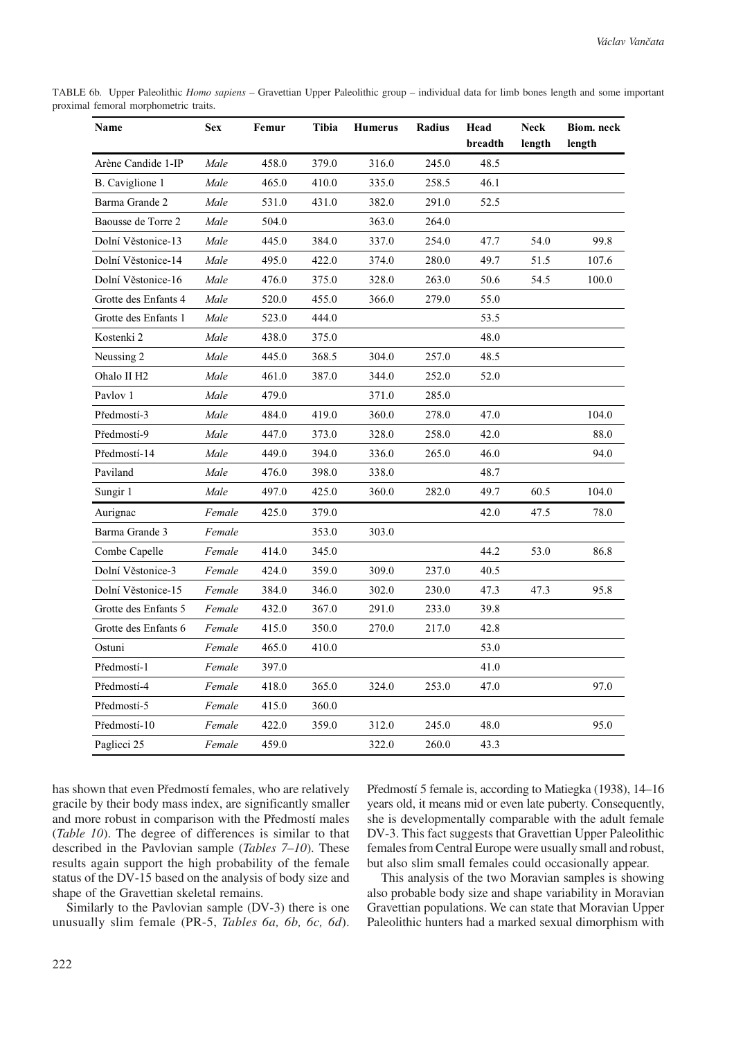TABLE 6b. Upper Paleolithic *Homo sapiens* – Gravettian Upper Paleolithic group – individual data for limb bones length and some important proximal femoral morphometric traits.

| Name | Sex | Femur | Tibia | Humerus | Radius | Head breadth | Neck length | Biom. neck length |
|---|---|---|---|---|---|---|---|---|
| Arène Candide 1-IP | *Male* | 458.0 | 379.0 | 316.0 | 245.0 | 48.5 | | |
| B. Caviglione 1 | *Male* | 465.0 | 410.0 | 335.0 | 258.5 | 46.1 | | |
| Barma Grande 2 | *Male* | 531.0 | 431.0 | 382.0 | 291.0 | 52.5 | | |
| Baousse de Torre 2 | *Male* | 504.0 | | 363.0 | 264.0 | | | |
| Dolní Věstonice-13 | *Male* | 445.0 | 384.0 | 337.0 | 254.0 | 47.7 | 54.0 | 99.8 |
| Dolní Věstonice-14 | *Male* | 495.0 | 422.0 | 374.0 | 280.0 | 49.7 | 51.5 | 107.6 |
| Dolní Věstonice-16 | *Male* | 476.0 | 375.0 | 328.0 | 263.0 | 50.6 | 54.5 | 100.0 |
| Grotte des Enfants 4 | *Male* | 520.0 | 455.0 | 366.0 | 279.0 | 55.0 | | |
| Grotte des Enfants 1 | *Male* | 523.0 | 444.0 | | | 53.5 | | |
| Kostenki 2 | *Male* | 438.0 | 375.0 | | | 48.0 | | |
| Neussing 2 | *Male* | 445.0 | 368.5 | 304.0 | 257.0 | 48.5 | | |
| Ohalo II H2 | *Male* | 461.0 | 387.0 | 344.0 | 252.0 | 52.0 | | |
| Pavlov 1 | *Male* | 479.0 | | 371.0 | 285.0 | | | |
| Předmostí-3 | *Male* | 484.0 | 419.0 | 360.0 | 278.0 | 47.0 | | 104.0 |
| Předmostí-9 | *Male* | 447.0 | 373.0 | 328.0 | 258.0 | 42.0 | | 88.0 |
| Předmostí-14 | *Male* | 449.0 | 394.0 | 336.0 | 265.0 | 46.0 | | 94.0 |
| Paviland | *Male* | 476.0 | 398.0 | 338.0 | | 48.7 | | |
| Sungir 1 | *Male* | 497.0 | 425.0 | 360.0 | 282.0 | 49.7 | 60.5 | 104.0 |
| Aurignac | *Female* | 425.0 | 379.0 | | | 42.0 | 47.5 | 78.0 |
| Barma Grande 3 | *Female* | | 353.0 | 303.0 | | | | |
| Combe Capelle | *Female* | 414.0 | 345.0 | | | 44.2 | 53.0 | 86.8 |
| Dolní Věstonice-3 | *Female* | 424.0 | 359.0 | 309.0 | 237.0 | 40.5 | | |
| Dolní Věstonice-15 | *Female* | 384.0 | 346.0 | 302.0 | 230.0 | 47.3 | 47.3 | 95.8 |
| Grotte des Enfants 5 | *Female* | 432.0 | 367.0 | 291.0 | 233.0 | 39.8 | | |
| Grotte des Enfants 6 | *Female* | 415.0 | 350.0 | 270.0 | 217.0 | 42.8 | | |
| Ostuni | *Female* | 465.0 | 410.0 | | | 53.0 | | |
| Předmostí-1 | *Female* | 397.0 | | | | 41.0 | | |
| Předmostí-4 | *Female* | 418.0 | 365.0 | 324.0 | 253.0 | 47.0 | | 97.0 |
| Předmostí-5 | *Female* | 415.0 | 360.0 | | | | | |
| Předmostí-10 | *Female* | 422.0 | 359.0 | 312.0 | 245.0 | 48.0 | | 95.0 |
| Paglicci 25 | *Female* | 459.0 | | 322.0 | 260.0 | 43.3 | | |

has shown that even Předmostí females, who are relatively gracile by their body mass index, are significantly smaller and more robust in comparison with the Předmostí males (*Table 10*). The degree of differences is similar to that described in the Pavlovian sample (*Tables 7–10*). These results again support the high probability of the female status of the DV-15 based on the analysis of body size and shape of the Gravettian skeletal remains.

Similarly to the Pavlovian sample (DV-3) there is one unusually slim female (PR-5, *Tables 6a, 6b, 6c, 6d*). Předmostí 5 female is, according to Matiegka (1938), 14–16 years old, it means mid or even late puberty. Consequently, she is developmentally comparable with the adult female DV-3. This fact suggests that Gravettian Upper Paleolithic females from Central Europe were usually small and robust, but also slim small females could occasionally appear.

This analysis of the two Moravian samples is showing also probable body size and shape variability in Moravian Gravettian populations. We can state that Moravian Upper Paleolithic hunters had a marked sexual dimorphism with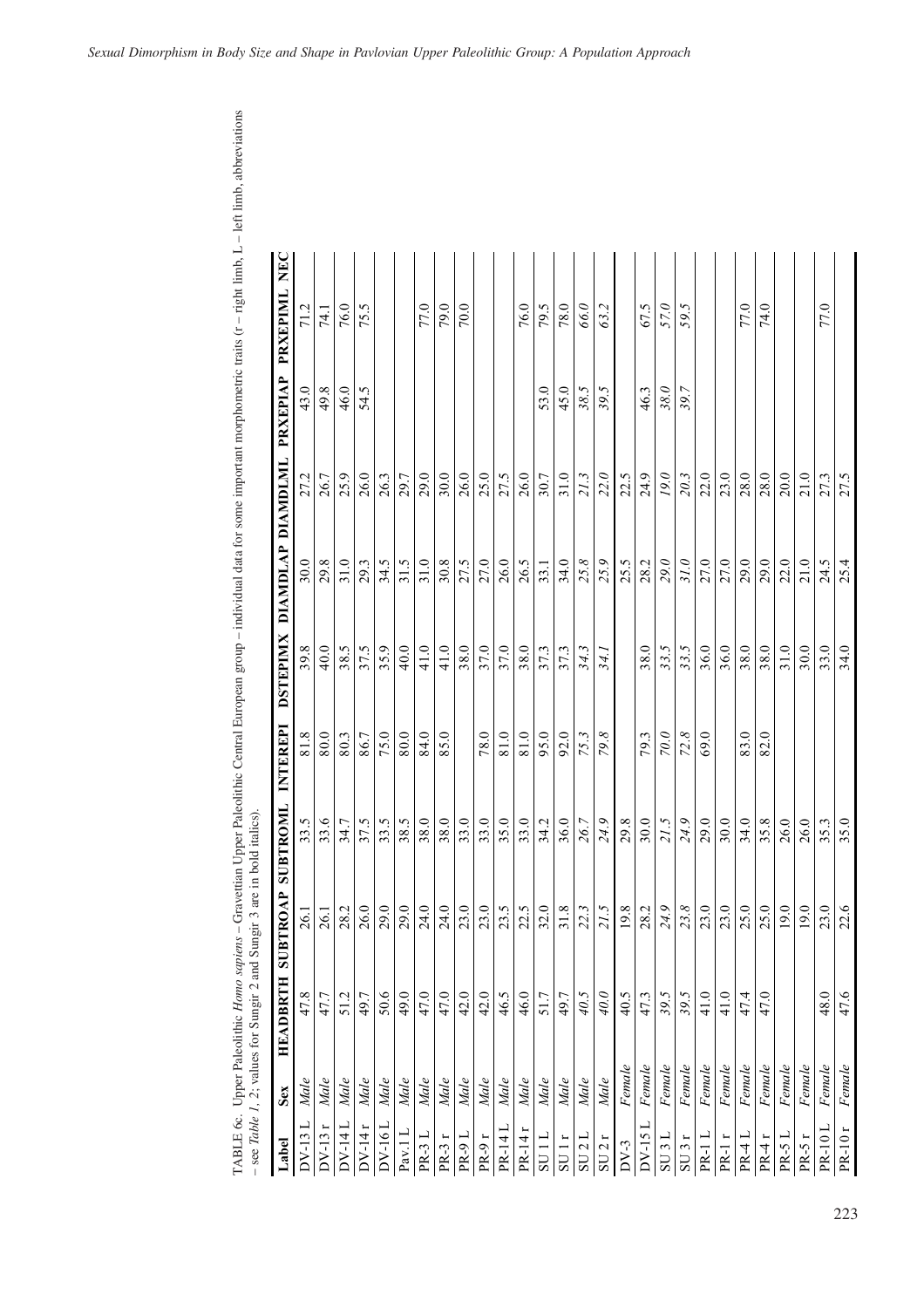TABLE 6c. Upper Paleolithic *Homo sapiens* – Gravettian Upper Paleolithic Central European group – individual data for some important morphometric traits (r – right limb, L – left limb, abbreviations – see *Table 1, 2*; values for Sungir 2 and Sungir 3 are in bold italics).

| Label | Sex | HEADBRTH | SUBTROAP | SUBTROML | INTEREPI | DSTEPIMX | DIAMDLAP | DIAMDLML | PRXEPIAP | PRXEPIML | NEC |
|---|---|---|---|---|---|---|---|---|---|---|---|
| DV-13 L | *Male* | 47.8 | 26.1 | 33.5 | 81.8 | 39.8 | 30.0 | 27.2 | 43.0 | 71.2 | |
| DV-13 r | *Male* | 47.7 | 26.1 | 33.6 | 80.0 | 40.0 | 29.8 | 26.7 | 49.8 | 74.1 | |
| DV-14 L | *Male* | 51.2 | 28.2 | 34.7 | 80.3 | 38.5 | 31.0 | 25.9 | 46.0 | 76.0 | |
| DV-14 r | *Male* | 49.7 | 26.0 | 37.5 | 86.7 | 37.5 | 29.3 | 26.0 | 54.5 | 75.5 | |
| DV-16 L | *Male* | 50.6 | 29.0 | 33.5 | 75.0 | 35.9 | 34.5 | 26.3 | | | |
| Pav.1 L | *Male* | 49.0 | 29.0 | 38.5 | 80.0 | 40.0 | 31.5 | 29.7 | | | |
| PR-3 L | *Male* | 47.0 | 24.0 | 38.0 | 84.0 | 41.0 | 31.0 | 29.0 | | 77.0 | |
| PR-3 r | *Male* | 47.0 | 24.0 | 38.0 | 85.0 | 41.0 | 30.8 | 30.0 | | 79.0 | |
| PR-9 L | *Male* | 42.0 | 23.0 | 33.0 | | 38.0 | 27.5 | 26.0 | | 70.0 | |
| PR-9 r | *Male* | 42.0 | 23.0 | 33.0 | 78.0 | 37.0 | 27.0 | 25.0 | | | |
| PR-14 L | *Male* | 46.5 | 23.5 | 35.0 | 81.0 | 37.0 | 26.0 | 27.5 | | | |
| PR-14 r | *Male* | 46.0 | 22.5 | 33.0 | 81.0 | 38.0 | 26.5 | 26.0 | | 76.0 | |
| SU 1 L | *Male* | 51.7 | 32.0 | 34.2 | 95.0 | 37.3 | 33.1 | 30.7 | 53.0 | 79.5 | |
| SU 1 r | *Male* | 49.7 | 31.8 | 36.0 | 92.0 | 37.3 | 34.0 | 31.0 | 45.0 | 78.0 | |
| SU 2 L | *Male* | ***40.5*** | ***22.3*** | ***26.7*** | ***75.3*** | ***34.3*** | ***25.8*** | ***21.3*** | ***38.5*** | ***66.0*** | |
| SU 2 r | *Male* | ***40.0*** | ***21.5*** | ***24.9*** | ***79.8*** | ***34.1*** | ***25.9*** | ***22.0*** | ***39.5*** | ***63.2*** | |
| DV-3 | *Female* | 40.5 | 19.8 | 29.8 | | | 25.5 | 22.5 | | | |
| DV-15 L | *Female* | 47.3 | 28.2 | 30.0 | 79.3 | 38.0 | 28.2 | 24.9 | 46.3 | 67.5 | |
| SU 3 L | *Female* | ***39.5*** | ***24.9*** | ***21.5*** | ***70.0*** | ***33.5*** | ***29.0*** | ***19.0*** | ***38.0*** | ***57.0*** | |
| SU 3 r | *Female* | ***39.5*** | ***23.8*** | ***24.9*** | ***72.8*** | ***33.5*** | ***31.0*** | ***20.3*** | ***39.7*** | ***59.5*** | |
| PR-1 L | *Female* | 41.0 | 23.0 | 29.0 | 69.0 | 36.0 | 27.0 | 22.0 | | | |
| PR-1 r | *Female* | 41.0 | 23.0 | 30.0 | | 36.0 | 27.0 | 23.0 | | | |
| PR-4 L | *Female* | 47.4 | 25.0 | 34.0 | 83.0 | 38.0 | 29.0 | 28.0 | | 77.0 | |
| PR-4 r | *Female* | 47.0 | 25.0 | 35.8 | 82.0 | 38.0 | 29.0 | 28.0 | | 74.0 | |
| PR-5 L | *Female* | | 19.0 | 26.0 | | 31.0 | 22.0 | 20.0 | | | |
| PR-5 r | *Female* | | 19.0 | 26.0 | | 30.0 | 21.0 | 21.0 | | | |
| PR-10 L | *Female* | 48.0 | 23.0 | 35.3 | | 33.0 | 24.5 | 27.3 | | 77.0 | |
| PR-10 r | *Female* | 47.6 | 22.6 | 35.0 | | 34.0 | 25.4 | 27.5 | | | |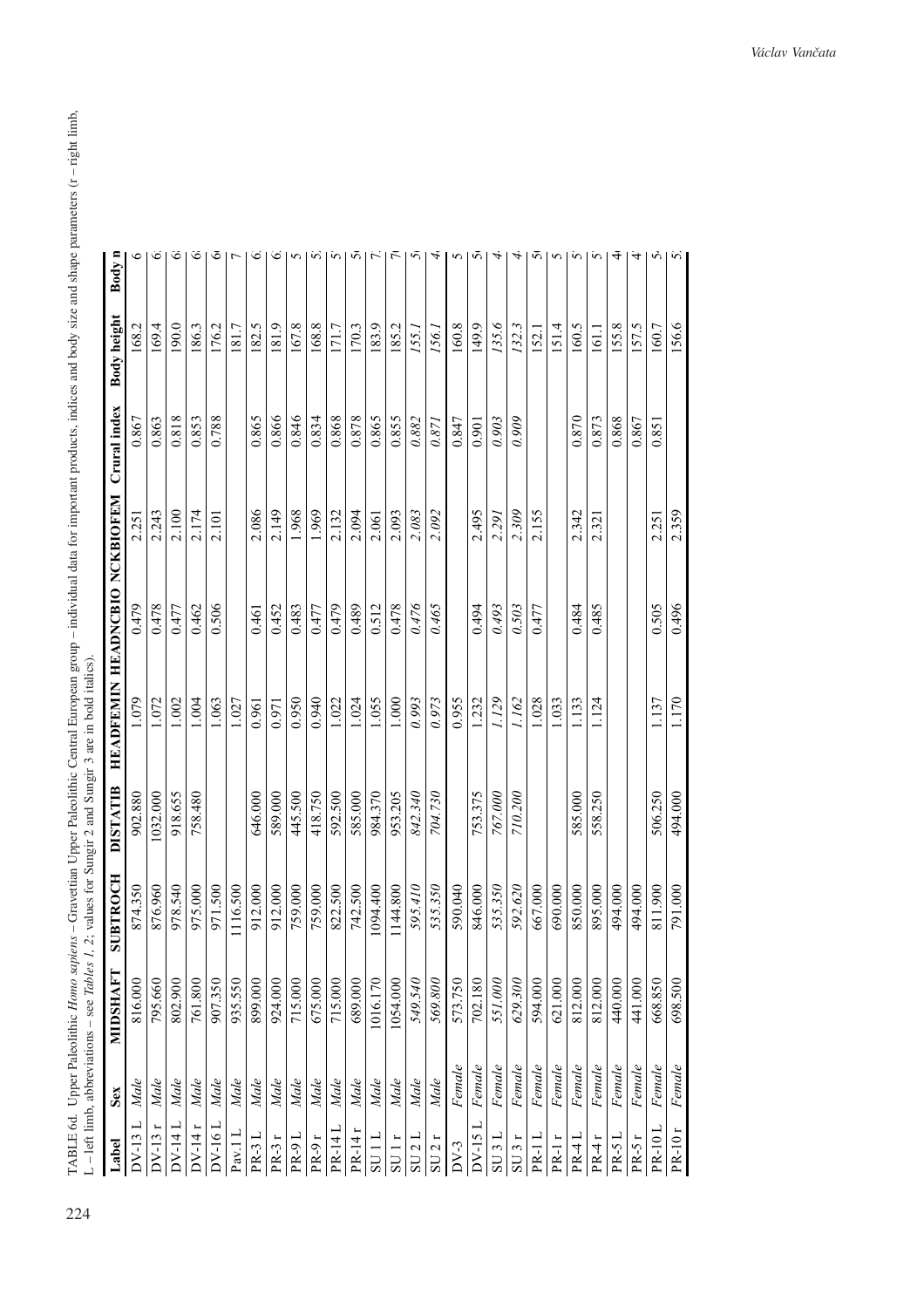TABLE 6d. Upper Paleolithic *Homo sapiens* – Gravettian Upper Paleolithic Central European group – individual data for important products, indices and body size and shape parameters (r – right limb, L – left limb, abbreviations – see *Tables 1, 2*; values for Sungir 2 and Sungir 3 are in bold italics).

| Label | Sex | MIDSHAFT | SUBTROCH | DISTATIB | HEADFEMIN | HEADNCBIO | NCKBIOFEM | Crural index | Body height | Body m |
|---|---|---|---|---|---|---|---|---|---|---|
| DV-13 L | *Male* | 816.000 | 874.350 | 902.880 | 1.079 | 0.479 | 2.251 | 0.867 | 168.2 | 6 |
| DV-13 r | *Male* | 795.660 | 876.960 | 1032.000 | 1.072 | 0.478 | 2.243 | 0.863 | 169.4 | 6 |
| DV-14 L | *Male* | 802.900 | 978.540 | 918.655 | 1.002 | 0.477 | 2.100 | 0.818 | 190.0 | 6 |
| DV-14 r | *Male* | 761.800 | 975.000 | 758.480 | 1.004 | 0.462 | 2.174 | 0.853 | 186.3 | 6 |
| DV-16 L | *Male* | 907.350 | 971.500 | | 1.063 | 0.506 | 2.101 | 0.788 | 176.2 | 6 |
| Pav.1 L | *Male* | 935.550 | 1116.500 | | 1.027 | | | | 181.7 | 7 |
| PR-3 L | *Male* | 899.000 | 912.000 | 646.000 | 0.961 | 0.461 | 2.086 | 0.865 | 182.5 | 6 |
| PR-3 r | *Male* | 924.000 | 912.000 | 589.000 | 0.971 | 0.452 | 2.149 | 0.866 | 181.9 | 6 |
| PR-9 L | *Male* | 715.000 | 759.000 | 445.500 | 0.950 | 0.483 | 1.968 | 0.846 | 167.8 | 5 |
| PR-9 r | *Male* | 675.000 | 759.000 | 418.750 | 0.940 | 0.477 | 1.969 | 0.834 | 168.8 | 5 |
| PR-14 L | *Male* | 715.000 | 822.500 | 592.500 | 1.022 | 0.479 | 2.132 | 0.868 | 171.7 | 5 |
| PR-14 r | *Male* | 689.000 | 742.500 | 585.000 | 1.024 | 0.489 | 2.094 | 0.878 | 170.3 | 5 |
| SU 1 L | *Male* | 1016.170 | 1094.400 | 984.370 | 1.055 | 0.512 | 2.061 | 0.865 | 183.9 | 7 |
| SU 1 r | *Male* | 1054.000 | 1144.800 | 953.205 | 1.000 | 0.478 | 2.093 | 0.855 | 185.2 | 7 |
| SU 2 L | *Male* | ***549.540*** | ***595.410*** | ***842.340*** | ***0.993*** | ***0.476*** | ***2.083*** | ***0.882*** | ***155.1*** | 5 |
| SU 2 r | *Male* | ***569.800*** | ***535.350*** | ***704.730*** | ***0.973*** | ***0.465*** | ***2.092*** | ***0.871*** | ***156.1*** | 4 |
| DV-3 | *Female* | 573.750 | 590.040 | | 0.955 | | | 0.847 | 160.8 | 5 |
| DV-15 L | *Female* | 702.180 | 846.000 | 753.375 | 1.232 | 0.494 | 2.495 | 0.901 | 149.9 | 5 |
| SU 3 L | *Female* | ***551.000*** | ***535.350*** | ***767.000*** | ***1.129*** | ***0.493*** | ***2.291*** | ***0.903*** | ***135.6*** | 4 |
| SU 3 r | *Female* | ***629.300*** | ***592.620*** | ***710.200*** | ***1.162*** | ***0.503*** | ***2.309*** | ***0.909*** | ***132.3*** | 4 |
| PR-1 L | *Female* | 594.000 | 667.000 | | 1.028 | 0.477 | 2.155 | | 152.1 | 5 |
| PR-1 r | *Female* | 621.000 | 690.000 | | 1.033 | | | | 151.4 | 5 |
| PR-4 L | *Female* | 812.000 | 850.000 | 585.000 | 1.133 | 0.484 | 2.342 | 0.870 | 160.5 | 5 |
| PR-4 r | *Female* | 812.000 | 895.000 | 558.250 | 1.124 | 0.485 | 2.321 | 0.873 | 161.1 | 5 |
| PR-5 L | *Female* | 440.000 | 494.000 | | | | | 0.868 | 155.8 | 4 |
| PR-5 r | *Female* | 441.000 | 494.000 | | | | | 0.867 | 157.5 | 4 |
| PR-10 L | *Female* | 668.850 | 811.900 | 506.250 | 1.137 | 0.505 | 2.251 | 0.851 | 160.7 | 5 |
| PR-10 r | *Female* | 698.500 | 791.000 | 494.000 | 1.170 | 0.496 | 2.359 | | 156.6 | 5 |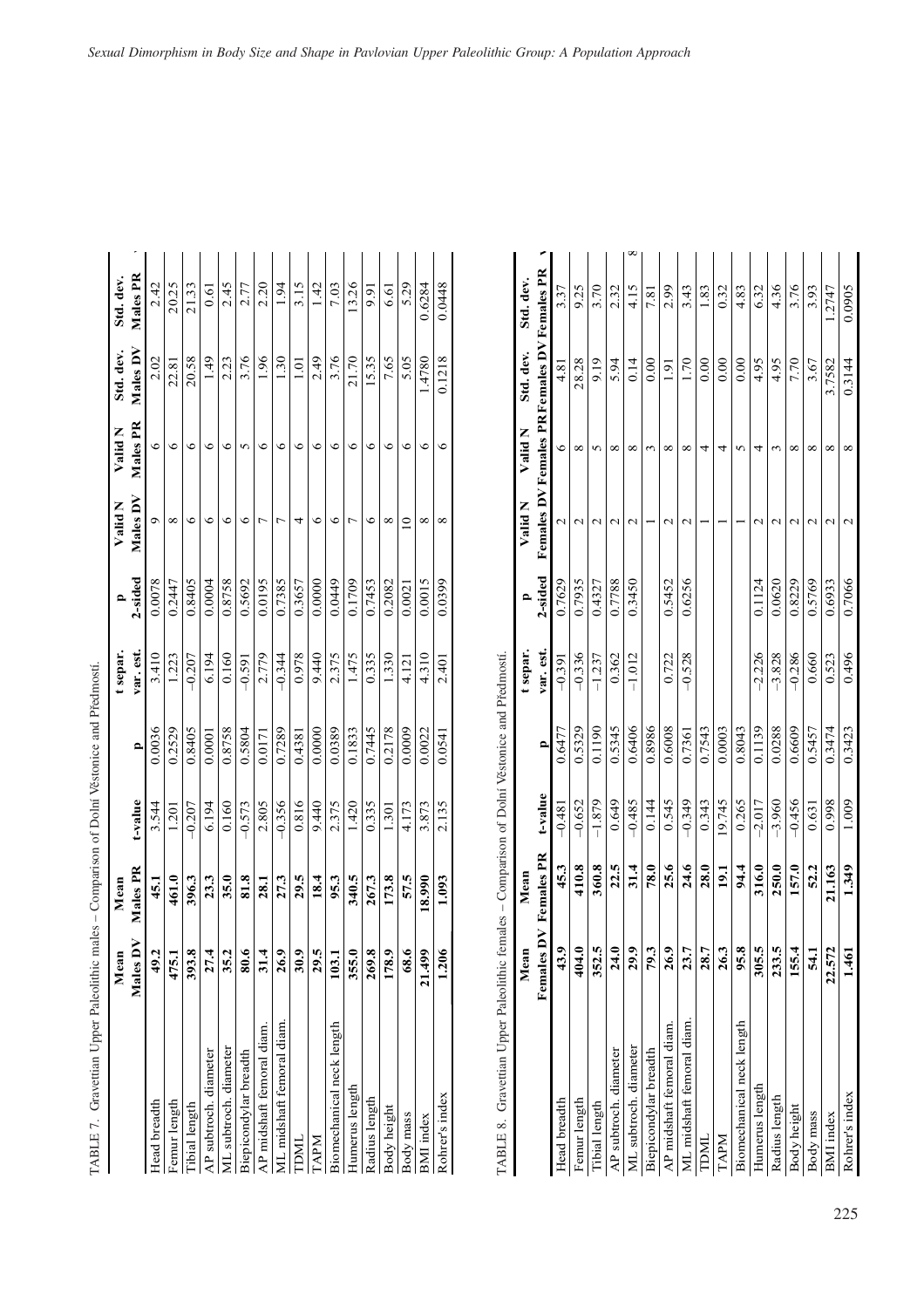TABLE 7. Gravettian Upper Paleolithic males – Comparison of Dolní Věstonice and Předmostí.

| | Mean Males DV | Mean Males PR | t-value | p | t separ. var. est. | p 2-sided | Valid N Males DV | Valid N Males PR | Std. dev. Males DV | Std. dev. Males PR |
|---|---|---|---|---|---|---|---|---|---|---|
| Head breadth | **49.2** | **45.1** | 3.544 | 0.0036 | 3.410 | 0.0078 | 9 | 6 | 2.02 | 2.42 |
| Femur length | **475.1** | **461.0** | 1.201 | 0.2529 | 1.223 | 0.2447 | 8 | 6 | 22.81 | 20.25 |
| Tibial length | **393.8** | **396.3** | –0.207 | 0.8405 | –0.207 | 0.8405 | 6 | 6 | 20.58 | 21.33 |
| AP subtroch. diameter | **27.4** | **23.3** | 6.194 | 0.0001 | 6.194 | 0.0004 | 6 | 6 | 1.49 | 0.61 |
| ML subtroch. diameter | **35.2** | **35.0** | 0.160 | 0.8758 | 0.160 | 0.8758 | 6 | 6 | 2.23 | 2.45 |
| Biepicondylar breadth | **80.6** | **81.8** | –0.573 | 0.5804 | –0.591 | 0.5692 | 6 | 5 | 3.76 | 2.77 |
| AP midshaft femoral diam. | **31.4** | **28.1** | 2.805 | 0.0171 | 2.779 | 0.0195 | 7 | 6 | 1.96 | 2.20 |
| ML midshaft femoral diam. | **26.9** | **27.3** | –0.356 | 0.7289 | –0.344 | 0.7385 | 7 | 6 | 1.30 | 1.94 |
| TDML | **30.9** | **29.5** | 0.816 | 0.4381 | 0.978 | 0.3657 | 4 | 6 | 1.01 | 3.15 |
| TAPM | **29.5** | **18.4** | 9.440 | 0.0000 | 9.440 | 0.0000 | 6 | 6 | 2.49 | 1.42 |
| Biomechanical neck length | **103.1** | **95.3** | 2.375 | 0.0389 | 2.375 | 0.0449 | 6 | 6 | 3.76 | 7.03 |
| Humerus length | **355.0** | **340.5** | 1.420 | 0.1833 | 1.475 | 0.1709 | 7 | 6 | 21.70 | 13.26 |
| Radius length | **269.8** | **267.3** | 0.335 | 0.7445 | 0.335 | 0.7453 | 6 | 6 | 15.35 | 9.91 |
| Body height | **178.9** | **173.8** | 1.301 | 0.2178 | 1.330 | 0.2082 | 8 | 6 | 7.65 | 6.61 |
| Body mass | **68.6** | **57.5** | 4.173 | 0.0009 | 4.121 | 0.0021 | 10 | 6 | 5.05 | 5.29 |
| BMI index | **21.499** | **18.990** | 3.873 | 0.0022 | 4.310 | 0.0015 | 8 | 6 | 1.4780 | 0.6284 |
| Rohrer's index | **1.206** | **1.093** | 2.135 | 0.0541 | 2.401 | 0.0399 | 8 | 6 | 0.1218 | 0.0448 |

TABLE 8. Gravettian Upper Paleolithic females – Comparison of Dolní Věstonice and Předmostí.

| | Mean Females DV | Mean Females PR | t-value | p | t separ. var. est. | p 2-sided | Valid N Females DV | Valid N Females PR | Std. dev. Females DV | Std. dev. Females PR |
|---|---|---|---|---|---|---|---|---|---|---|
| Head breadth | **43.9** | **45.3** | –0.481 | 0.6477 | –0.391 | 0.7629 | 2 | 6 | 4.81 | 3.37 |
| Femur length | **404.0** | **410.8** | –0.652 | 0.5329 | –0.336 | 0.7935 | 2 | 8 | 28.28 | 9.25 |
| Tibial length | **352.5** | **360.8** | –1.879 | 0.1190 | –1.237 | 0.4327 | 2 | 5 | 9.19 | 3.70 |
| AP subtroch. diameter | **24.0** | **22.5** | 0.649 | 0.5345 | 0.362 | 0.7788 | 2 | 8 | 5.94 | 2.32 |
| ML subtroch. diameter | **29.9** | **31.4** | –0.485 | 0.6406 | –1.012 | 0.3450 | 2 | 8 | 0.14 | 4.15 |
| Biepicondylar breadth | **79.3** | **78.0** | 0.144 | 0.8986 | | | 1 | 3 | 0.00 | 7.81 |
| AP midshaft femoral diam. | **26.9** | **25.6** | 0.545 | 0.6008 | 0.722 | 0.5452 | 2 | 8 | 1.91 | 2.99 |
| ML midshaft femoral diam. | **23.7** | **24.6** | –0.349 | 0.7361 | –0.528 | 0.6256 | 2 | 8 | 1.70 | 3.43 |
| TDML | **28.7** | **28.0** | 0.343 | 0.7543 | | | 1 | 4 | 0.00 | 1.83 |
| TAPM | **26.3** | **19.1** | 19.745 | 0.0003 | | | 1 | 4 | 0.00 | 0.32 |
| Biomechanical neck length | **95.8** | **94.4** | 0.265 | 0.8043 | | | 1 | 5 | 0.00 | 4.83 |
| Humerus length | **305.5** | **316.0** | –2.017 | 0.1139 | –2.226 | 0.1124 | 2 | 4 | 4.95 | 6.32 |
| Radius length | **233.5** | **250.0** | –3.960 | 0.0288 | –3.828 | 0.0620 | 2 | 3 | 4.95 | 4.36 |
| Body height | **155.4** | **157.0** | –0.456 | 0.6609 | –0.286 | 0.8229 | 2 | 8 | 7.70 | 3.76 |
| Body mass | **54.1** | **52.2** | 0.631 | 0.5457 | 0.660 | 0.5769 | 2 | 8 | 3.67 | 3.93 |
| BMI index | **22.572** | **21.163** | 0.998 | 0.3474 | 0.523 | 0.6933 | 2 | 8 | 3.7582 | 1.2747 |
| Rohrer's index | **1.461** | **1.349** | 1.009 | 0.3423 | 0.496 | 0.7066 | 2 | 8 | 0.3144 | 0.0905 |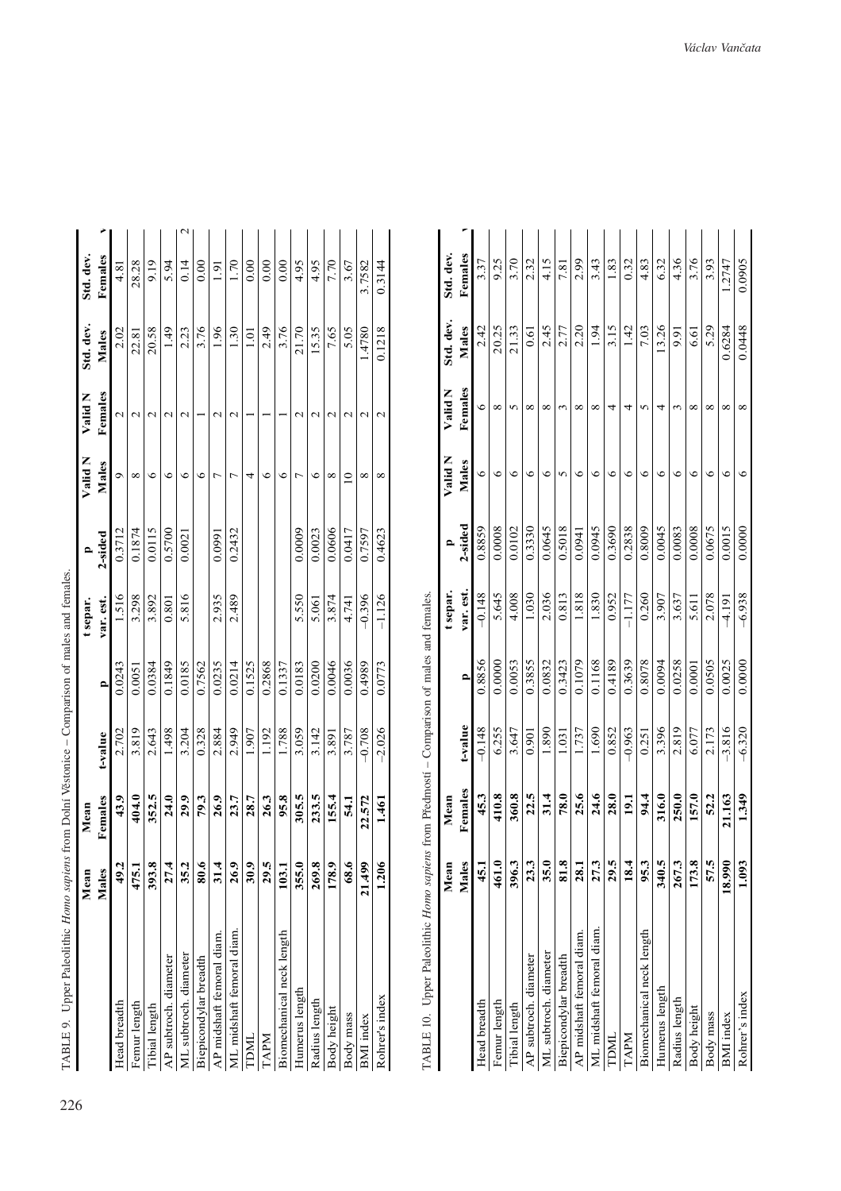TABLE 9. Upper Paleolithic *Homo sapiens* from Dolní Věstonice – Comparison of males and females.

| | Mean Males | Mean Females | t-value | p | t separ. var. est. | p 2-sided | Valid N Males | Valid N Females | Std. dev. Males | Std. dev. Females |
|---|---|---|---|---|---|---|---|---|---|---|
| Head breadth | **49.2** | **43.9** | 2.702 | 0.0243 | 1.516 | 0.3712 | 9 | 2 | 2.02 | 4.81 |
| Femur length | **475.1** | **404.0** | 3.819 | 0.0051 | 3.298 | 0.1874 | 8 | 2 | 22.81 | 28.28 |
| Tibial length | **393.8** | **352.5** | 2.643 | 0.0384 | 3.892 | 0.0115 | 6 | 2 | 20.58 | 9.19 |
| AP subtroch. diameter | **27.4** | **24.0** | 1.498 | 0.1849 | 0.801 | 0.5700 | 6 | 2 | 1.49 | 5.94 |
| ML subtroch. diameter | **35.2** | **29.9** | 3.204 | 0.0185 | 5.816 | 0.0021 | 6 | 2 | 2.23 | 0.14 |
| Biepicondylar breadth | **80.6** | **79.3** | 0.328 | 0.7562 | | | 6 | 1 | 3.76 | 0.00 |
| AP midshaft femoral diam. | **31.4** | **26.9** | 2.884 | 0.0235 | 2.935 | 0.0991 | 7 | 2 | 1.96 | 1.91 |
| ML midshaft femoral diam. | **26.9** | **23.7** | 2.949 | 0.0214 | 2.489 | 0.2432 | 7 | 2 | 1.30 | 1.70 |
| TDML | **30.9** | **28.7** | 1.907 | 0.1525 | | | 4 | 1 | 1.01 | 0.00 |
| TAPM | **29.5** | **26.3** | 1.192 | 0.2868 | | | 6 | 1 | 2.49 | 0.00 |
| Biomechanical neck length | **103.1** | **95.8** | 1.788 | 0.1337 | | | 6 | 1 | 3.76 | 0.00 |
| Humerus length | **355.0** | **305.5** | 3.059 | 0.0183 | 5.550 | 0.0009 | 7 | 2 | 21.70 | 4.95 |
| Radius length | **269.8** | **233.5** | 3.142 | 0.0200 | 5.061 | 0.0023 | 6 | 2 | 15.35 | 4.95 |
| Body height | **178.9** | **155.4** | 3.891 | 0.0046 | 3.874 | 0.0606 | 8 | 2 | 7.65 | 7.70 |
| Body mass | **68.6** | **54.1** | 3.787 | 0.0036 | 4.741 | 0.0417 | 10 | 2 | 5.05 | 3.67 |
| BMI index | **21.499** | **22.572** | -0.708 | 0.4989 | -0.396 | 0.7597 | 8 | 2 | 1.4780 | 3.7582 |
| Rohrer's index | **1.206** | **1.461** | -2.026 | 0.0773 | -1.126 | 0.4623 | 8 | 2 | 0.1218 | 0.3144 |

TABLE 10. Upper Paleolithic *Homo sapiens* from Předmostí – Comparison of males and females.

| | Mean Males | Mean Females | t-value | p | t separ. var. est. | p 2-sided | Valid N Males | Valid N Females | Std. dev. Males | Std. dev. Females |
|---|---|---|---|---|---|---|---|---|---|---|
| Head breadth | **45.1** | **45.3** | -0.148 | 0.8856 | -0.148 | 0.8859 | 6 | 6 | 2.42 | 3.37 |
| Femur length | **461.0** | **410.8** | 6.255 | 0.0000 | 5.645 | 0.0008 | 6 | 8 | 20.25 | 9.25 |
| Tibial length | **396.3** | **360.8** | 3.647 | 0.0053 | 4.008 | 0.0102 | 6 | 5 | 21.33 | 3.70 |
| AP subtroch. diameter | **23.3** | **22.5** | 0.901 | 0.3855 | 1.030 | 0.3330 | 6 | 8 | 0.61 | 2.32 |
| ML subtroch. diameter | **35.0** | **31.4** | 1.890 | 0.0832 | 2.036 | 0.0645 | 6 | 8 | 2.45 | 4.15 |
| Biepicondylar breadth | **81.8** | **78.0** | 1.031 | 0.3423 | 0.813 | 0.5018 | 5 | 3 | 2.77 | 7.81 |
| AP midshaft femoral diam. | **28.1** | **25.6** | 1.737 | 0.1079 | 1.818 | 0.0941 | 6 | 8 | 2.20 | 2.99 |
| ML midshaft femoral diam. | **27.3** | **24.6** | 1.690 | 0.1168 | 1.830 | 0.0945 | 6 | 8 | 1.94 | 3.43 |
| TDML | **29.5** | **28.0** | 0.852 | 0.4189 | 0.952 | 0.3690 | 6 | 4 | 3.15 | 1.83 |
| TAPM | **18.4** | **19.1** | -0.963 | 0.3639 | -1.177 | 0.2838 | 6 | 4 | 1.42 | 0.32 |
| Biomechanical neck length | **95.3** | **94.4** | 0.251 | 0.8078 | 0.260 | 0.8009 | 6 | 5 | 7.03 | 4.83 |
| Humerus length | **340.5** | **316.0** | 3.396 | 0.0094 | 3.907 | 0.0045 | 6 | 4 | 13.26 | 6.32 |
| Radius length | **267.3** | **250.0** | 2.819 | 0.0258 | 3.637 | 0.0083 | 6 | 3 | 9.91 | 4.36 |
| Body height | **173.8** | **157.0** | 6.077 | 0.0001 | 5.611 | 0.0008 | 6 | 8 | 6.61 | 3.76 |
| Body mass | **57.5** | **52.2** | 2.173 | 0.0505 | 2.078 | 0.0675 | 6 | 8 | 5.29 | 3.93 |
| BMI index | **18.990** | **21.163** | -3.816 | 0.0025 | -4.191 | 0.0015 | 6 | 8 | 0.6284 | 1.2747 |
| Rohrer's index | **1.093** | **1.349** | -6.320 | 0.0000 | -6.938 | 0.0000 | 6 | 8 | 0.0448 | 0.0905 |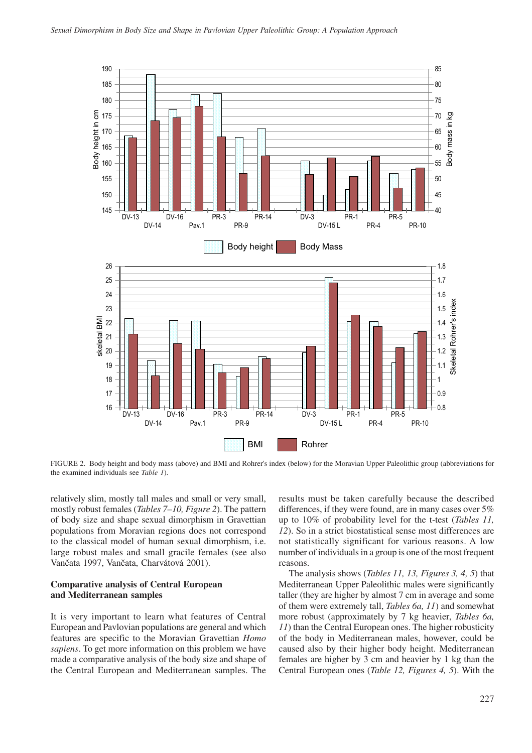FIGURE 2. Body height and body mass (above) and BMI and Rohrer's index (below) for the Moravian Upper Paleolithic group (abbreviations for the examined individuals see *Table 1*).

relatively slim, mostly tall males and small or very small, mostly robust females (*Tables 7–10, Figure 2*). The pattern of body size and shape sexual dimorphism in Gravettian populations from Moravian regions does not correspond to the classical model of human sexual dimorphism, i.e. large robust males and small gracile females (see also Vančata 1997, Vančata, Charvátová 2001).

**Comparative analysis of Central European and Mediterranean samples**

It is very important to learn what features of Central European and Pavlovian populations are general and which features are specific to the Moravian Gravettian *Homo sapiens*. To get more information on this problem we have made a comparative analysis of the body size and shape of the Central European and Mediterranean samples. The results must be taken carefully because the described differences, if they were found, are in many cases over 5% up to 10% of probability level for the t-test (*Tables 11, 12*). So in a strict biostatistical sense most differences are not statistically significant for various reasons. A low number of individuals in a group is one of the most frequent reasons.

The analysis shows (*Tables 11, 13, Figures 3, 4, 5*) that Mediterranean Upper Paleolithic males were significantly taller (they are higher by almost 7 cm in average and some of them were extremely tall, *Tables 6a, 11*) and somewhat more robust (approximately by 7 kg heavier, *Tables 6a, 11*) than the Central European ones. The higher robusticity of the body in Mediterranean males, however, could be caused also by their higher body height. Mediterranean females are higher by 3 cm and heavier by 1 kg than the Central European ones (*Table 12, Figures 4, 5*). With the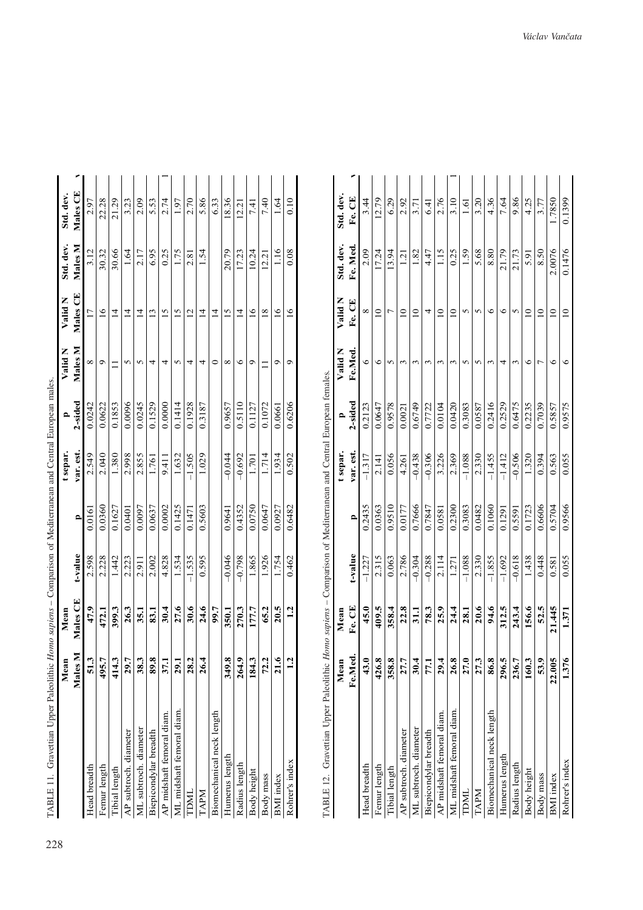TABLE 11. Gravettian Upper Paleolithic *Homo sapiens* – Comparison of Mediterranean and Central European males.

| | Mean Males M | Mean Males CE | t-value | p | t separ. var. est. | p 2-sided | Valid N Males M | Valid N Males CE | Std. dev. Males M | Std. dev. Males CE |
|---|---|---|---|---|---|---|---|---|---|---|
| Head breadth | **51.3** | **47.9** | 2.598 | 0.0161 | 2.549 | 0.0242 | 8 | 17 | 3.12 | 2.97 |
| Femur length | **495.7** | **472.1** | 2.228 | 0.0360 | 2.040 | 0.0622 | 9 | 16 | 30.32 | 22.28 |
| Tibial length | **414.3** | **399.3** | 1.442 | 0.1627 | 1.380 | 0.1853 | 11 | 14 | 30.66 | 21.29 |
| AP subtroch. diameter | **29.7** | **26.3** | 2.223 | 0.0401 | 2.998 | 0.0096 | 5 | 14 | 1.64 | 3.23 |
| ML subtroch. diameter | **38.3** | **35.1** | 2.911 | 0.0097 | 2.855 | 0.0245 | 5 | 14 | 2.17 | 2.09 |
| Biepicondylar breadth | **89.8** | **83.1** | 2.002 | 0.0637 | 1.761 | 0.1529 | 4 | 13 | 6.95 | 5.53 |
| AP midshaft femoral diam. | **37.1** | **30.4** | 4.828 | 0.0002 | 9.411 | 0.0000 | 4 | 15 | 0.25 | 2.74 |
| ML midshaft femoral diam. | **29.1** | **27.6** | 1.534 | 0.1425 | 1.632 | 0.1414 | 5 | 15 | 1.75 | 1.97 |
| TDML | **28.2** | **30.6** | –1.535 | 0.1471 | –1.505 | 0.1928 | 4 | 12 | 2.81 | 2.70 |
| TAPM | **26.4** | **24.6** | 0.595 | 0.5603 | 1.029 | 0.3187 | 4 | 14 | 1.54 | 5.86 |
| Biomechanical neck length | | **99.7** | | | | | 0 | 14 | | 6.33 |
| Humerus length | **349.8** | **350.1** | –0.046 | 0.9641 | –0.044 | 0.9657 | 8 | 15 | 20.79 | 18.36 |
| Radius length | **264.9** | **270.3** | –0.798 | 0.4352 | –0.692 | 0.5110 | 6 | 14 | 17.23 | 12.21 |
| Body height | **184.3** | **177.7** | 1.865 | 0.0750 | 1.701 | 0.1127 | 9 | 16 | 10.24 | 7.41 |
| Body mass | **72.2** | **65.2** | 1.926 | 0.0647 | 1.714 | 0.1072 | 11 | 18 | 12.21 | 7.40 |
| BMI index | **21.6** | **20.5** | 1.754 | 0.0927 | 1.934 | 0.0661 | 9 | 16 | 1.16 | 1.64 |
| Rohrer's index | **1.2** | **1.2** | 0.462 | 0.6482 | 0.502 | 0.6206 | 9 | 16 | 0.08 | 0.10 |

TABLE 12. Gravettian Upper Paleolithic *Homo sapiens* – Comparison of Mediterranean and Central European females.

| | Mean Fe.Med. | Mean Fe. CE | t-value | p | t separ. var. est. | p 2-sided | Valid N Fe.Med. | Valid N Fe. CE | Std. dev. Fe. Med. | Std. dev. Fe. CE |
|---|---|---|---|---|---|---|---|---|---|---|
| Head breadth | **43.0** | **45.0** | –1.227 | 0.2435 | –1.317 | 0.2123 | 6 | 8 | 2.09 | 3.44 |
| Femur length | **426.8** | **409.5** | 2.315 | 0.0363 | 2.141 | 0.0647 | 6 | 10 | 17.24 | 12.79 |
| Tibial length | **358.8** | **358.4** | 0.063 | 0.9510 | 0.056 | 0.9578 | 5 | 7 | 13.94 | 6.29 |
| AP subtroch. diameter | **27.7** | **22.8** | 2.786 | 0.0177 | 4.261 | 0.0021 | 3 | 10 | 1.21 | 2.92 |
| ML subtroch. diameter | **30.4** | **31.1** | –0.304 | 0.7666 | –0.438 | 0.6749 | 3 | 10 | 1.82 | 3.71 |
| Biepicondylar breadth | **77.1** | **78.3** | –0.288 | 0.7847 | –0.306 | 0.7722 | 3 | 4 | 4.47 | 6.41 |
| AP midshaft femoral diam. | **29.4** | **25.9** | 2.114 | 0.0581 | 3.226 | 0.0104 | 3 | 10 | 1.15 | 2.76 |
| ML midshaft femoral diam. | **26.8** | **24.4** | 1.271 | 0.2300 | 2.369 | 0.0420 | 3 | 10 | 0.25 | 3.10 |
| TDML | **27.0** | **28.1** | –1.088 | 0.3083 | –1.088 | 0.3083 | 5 | 5 | 1.59 | 1.61 |
| TAPM | **27.3** | **20.6** | 2.330 | 0.0482 | 2.330 | 0.0587 | 5 | 5 | 5.68 | 3.20 |
| Biomechanical neck length | **86.8** | **94.6** | –1.855 | 0.1060 | –1.455 | 0.2416 | 3 | 6 | 8.80 | 4.36 |
| Humerus length | **296.5** | **312.5** | –1.692 | 0.1291 | –1.412 | 0.2529 | 4 | 6 | 21.79 | 7.64 |
| Radius length | **236.7** | **243.4** | –0.618 | 0.5591 | –0.506 | 0.6475 | 3 | 5 | 21.73 | 9.86 |
| Body height | **160.3** | **156.6** | 1.438 | 0.1723 | 1.320 | 0.2235 | 6 | 10 | 5.91 | 4.25 |
| Body mass | **53.9** | **52.5** | 0.448 | 0.6606 | 0.394 | 0.7039 | 7 | 10 | 8.50 | 3.77 |
| BMI index | **22.005** | **21.445** | 0.581 | 0.5704 | 0.563 | 0.5857 | 6 | 10 | 2.0076 | 1.7850 |
| Rohrer's index | **1.376** | **1.371** | 0.055 | 0.9566 | 0.055 | 0.9575 | 6 | 10 | 0.1476 | 0.1399 |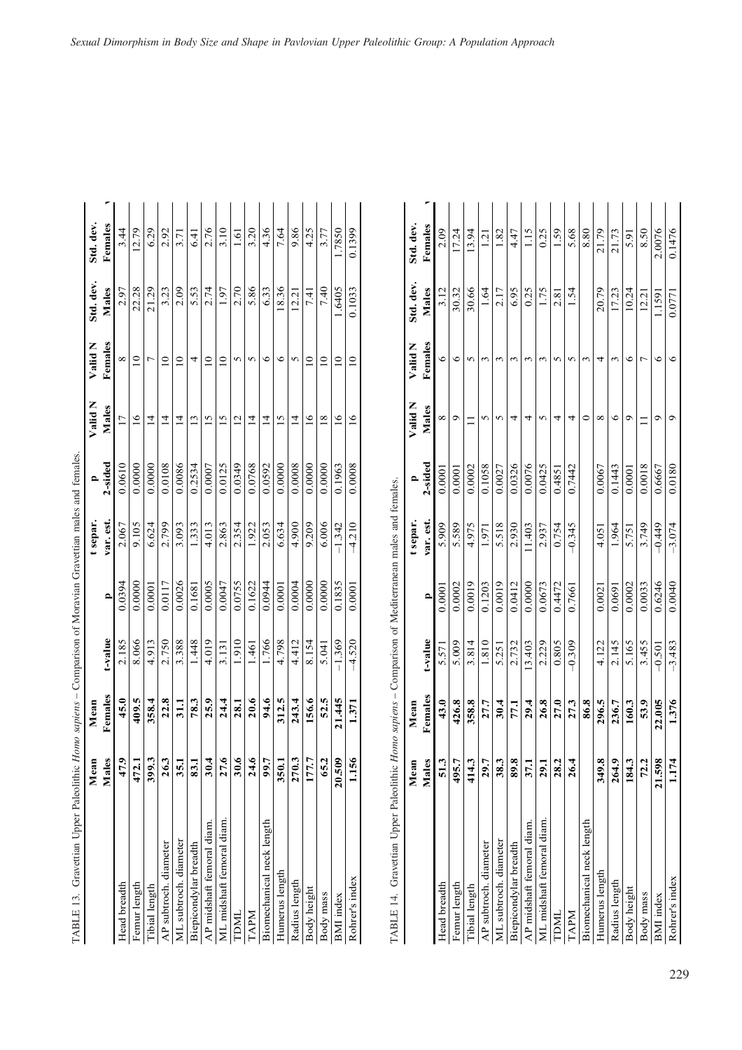TABLE 13. Gravettian Upper Paleolithic *Homo sapiens* – Comparison of Moravian Gravettian males and females.

| | Mean Males | Mean Females | t-value | p | t separ. var. est. | p 2-sided | Valid N Males | Valid N Females | Std. dev. Males | Std. dev. Females |
|---|---|---|---|---|---|---|---|---|---|---|
| Head breadth | **47.9** | **45.0** | 2.185 | 0.0394 | 2.067 | 0.0610 | 17 | 8 | 2.97 | 3.44 |
| Femur length | **472.1** | **409.5** | 8.066 | 0.0000 | 9.105 | 0.0000 | 16 | 10 | 22.28 | 12.79 |
| Tibial length | **399.3** | **358.4** | 4.913 | 0.0001 | 6.624 | 0.0000 | 14 | 7 | 21.29 | 6.29 |
| AP subtroch. diameter | **26.3** | **22.8** | 2.750 | 0.0117 | 2.799 | 0.0108 | 14 | 10 | 3.23 | 2.92 |
| ML subtroch. diameter | **35.1** | **31.1** | 3.388 | 0.0026 | 3.093 | 0.0086 | 14 | 10 | 2.09 | 3.71 |
| Biepicondylar breadth | **83.1** | **78.3** | 1.448 | 0.1681 | 1.333 | 0.2534 | 13 | 4 | 5.53 | 6.41 |
| AP midshaft femoral diam. | **30.4** | **25.9** | 4.019 | 0.0005 | 4.013 | 0.0007 | 15 | 10 | 2.74 | 2.76 |
| ML midshaft femoral diam. | **27.6** | **24.4** | 3.131 | 0.0047 | 2.863 | 0.0125 | 15 | 10 | 1.97 | 3.10 |
| TDML | **30.6** | **28.1** | 1.910 | 0.0755 | 2.354 | 0.0349 | 12 | 5 | 2.70 | 1.61 |
| TAPM | **24.6** | **20.6** | 1.461 | 0.1622 | 1.922 | 0.0768 | 14 | 5 | 5.86 | 3.20 |
| Biomechanical neck length | **99.7** | **94.6** | 1.766 | 0.0944 | 2.053 | 0.0592 | 14 | 6 | 6.33 | 4.36 |
| Humerus length | **350.1** | **312.5** | 4.798 | 0.0001 | 6.634 | 0.0000 | 15 | 6 | 18.36 | 7.64 |
| Radius length | **270.3** | **243.4** | 4.412 | 0.0004 | 4.900 | 0.0008 | 14 | 5 | 12.21 | 9.86 |
| Body height | **177.7** | **156.6** | 8.154 | 0.0000 | 9.209 | 0.0000 | 16 | 10 | 7.41 | 4.25 |
| Body mass | **65.2** | **52.5** | 5.041 | 0.0000 | 6.006 | 0.0000 | 18 | 10 | 7.40 | 3.77 |
| BMI index | **20.509** | **21.445** | −1.369 | 0.1835 | −1.342 | 0.1963 | 16 | 10 | 1.6405 | 1.7850 |
| Rohrer's index | **1.156** | **1.371** | −4.520 | 0.0001 | −4.210 | 0.0008 | 16 | 10 | 0.1033 | 0.1399 |

TABLE 14. Gravettian Upper Paleolithic *Homo sapiens* – Comparison of Mediterranean males and females.

| | Mean Males | Mean Females | t-value | p | t separ. var. est. | p 2-sided | Valid N Males | Valid N Females | Std. dev. Males | Std. dev. Females |
|---|---|---|---|---|---|---|---|---|---|---|
| Head breadth | **51.3** | **43.0** | 5.571 | 0.0001 | 5.909 | 0.0001 | 8 | 6 | 3.12 | 2.09 |
| Femur length | **495.7** | **426.8** | 5.009 | 0.0002 | 5.589 | 0.0001 | 9 | 6 | 30.32 | 17.24 |
| Tibial length | **414.3** | **358.8** | 3.814 | 0.0019 | 4.975 | 0.0002 | 11 | 5 | 30.66 | 13.94 |
| AP subtroch. diameter | **29.7** | **27.7** | 1.810 | 0.1203 | 1.971 | 0.1058 | 5 | 3 | 1.64 | 1.21 |
| ML subtroch. diameter | **38.3** | **30.4** | 5.251 | 0.0019 | 5.518 | 0.0027 | 5 | 3 | 2.17 | 1.82 |
| Biepicondylar breadth | **89.8** | **77.1** | 2.732 | 0.0412 | 2.930 | 0.0326 | 4 | 3 | 6.95 | 4.47 |
| AP midshaft femoral diam. | **37.1** | **29.4** | 13.403 | 0.0000 | 11.403 | 0.0076 | 4 | 3 | 0.25 | 1.15 |
| ML midshaft femoral diam. | **29.1** | **26.8** | 2.229 | 0.0673 | 2.937 | 0.0425 | 5 | 3 | 1.75 | 0.25 |
| TDML | **28.2** | **27.0** | 0.805 | 0.4472 | 0.754 | 0.4851 | 4 | 5 | 2.81 | 1.59 |
| TAPM | **26.4** | **27.3** | −0.309 | 0.7661 | −0.345 | 0.7442 | 4 | 5 | 1.54 | 5.68 |
| Biomechanical neck length | | **86.8** | | | | | 0 | 3 | | 8.80 |
| Humerus length | **349.8** | **296.5** | 4.122 | 0.0021 | 4.051 | 0.0067 | 8 | 4 | 20.79 | 21.79 |
| Radius length | **264.9** | **236.7** | 2.145 | 0.0691 | 1.964 | 0.1443 | 6 | 3 | 17.23 | 21.73 |
| Body height | **184.3** | **160.3** | 5.165 | 0.0002 | 5.751 | 0.0001 | 9 | 6 | 10.24 | 5.91 |
| Body mass | **72.2** | **53.9** | 3.455 | 0.0033 | 3.749 | 0.0018 | 11 | 7 | 12.21 | 8.50 |
| BMI index | **21.598** | **22.005** | −0.501 | 0.6246 | −0.449 | 0.6667 | 9 | 6 | 1.1591 | 2.0076 |
| Rohrer's index | **1.174** | **1.376** | −3.483 | 0.0040 | −3.074 | 0.0180 | 9 | 6 | 0.0771 | 0.1476 |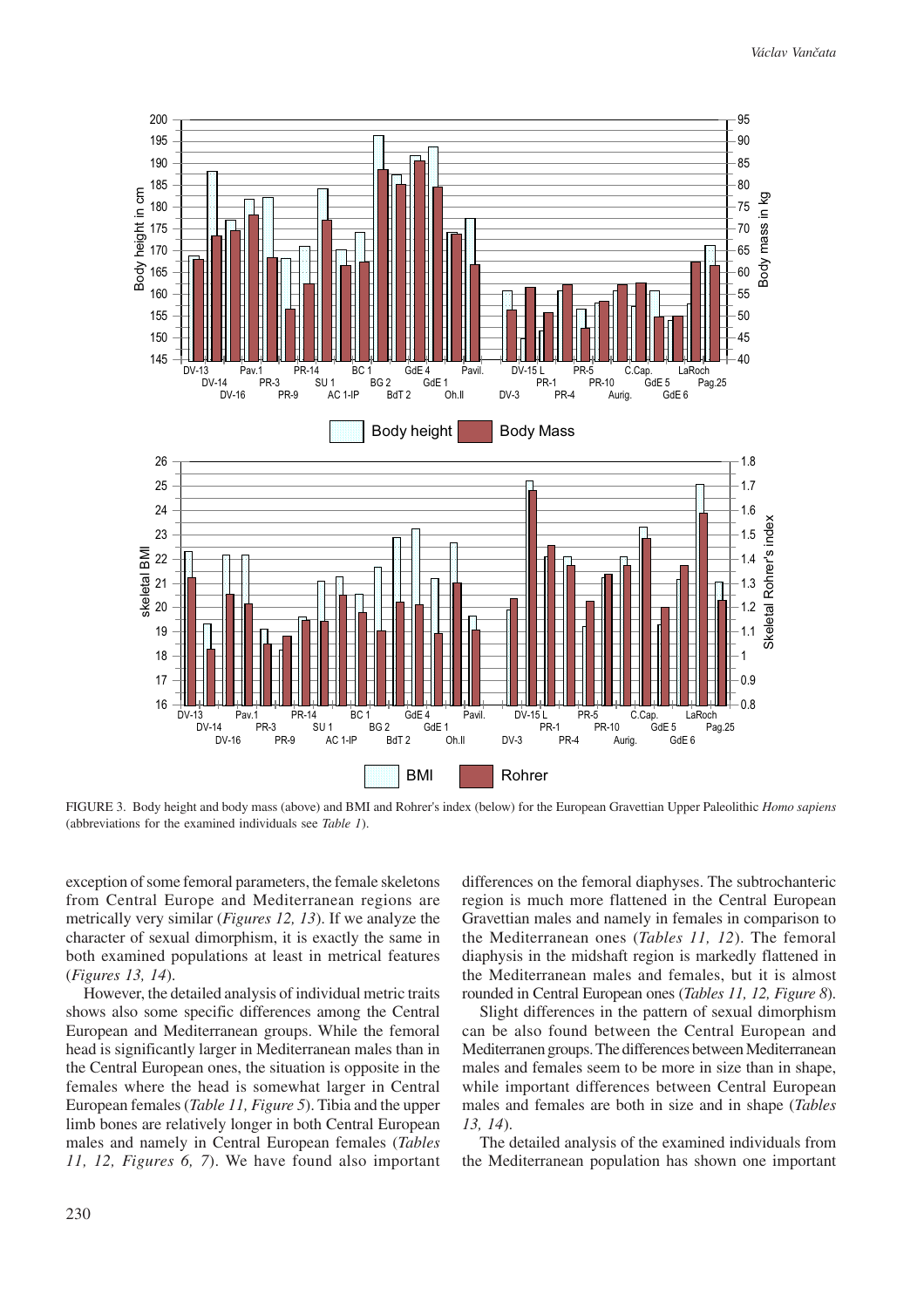FIGURE 3. Body height and body mass (above) and BMI and Rohrer's index (below) for the European Gravettian Upper Paleolithic *Homo sapiens* (abbreviations for the examined individuals see *Table 1*).

exception of some femoral parameters, the female skeletons from Central Europe and Mediterranean regions are metrically very similar (*Figures 12, 13*). If we analyze the character of sexual dimorphism, it is exactly the same in both examined populations at least in metrical features (*Figures 13, 14*).

However, the detailed analysis of individual metric traits shows also some specific differences among the Central European and Mediterranean groups. While the femoral head is significantly larger in Mediterranean males than in the Central European ones, the situation is opposite in the females where the head is somewhat larger in Central European females (*Table 11, Figure 5*). Tibia and the upper limb bones are relatively longer in both Central European males and namely in Central European females (*Tables 11, 12, Figures 6, 7*). We have found also important differences on the femoral diaphyses. The subtrochanteric region is much more flattened in the Central European Gravettian males and namely in females in comparison to the Mediterranean ones (*Tables 11, 12*). The femoral diaphysis in the midshaft region is markedly flattened in the Mediterranean males and females, but it is almost rounded in Central European ones (*Tables 11, 12, Figure 8*).

Slight differences in the pattern of sexual dimorphism can be also found between the Central European and Mediterranen groups. The differences between Mediterranean males and females seem to be more in size than in shape, while important differences between Central European males and females are both in size and in shape (*Tables 13, 14*).

The detailed analysis of the examined individuals from the Mediterranean population has shown one important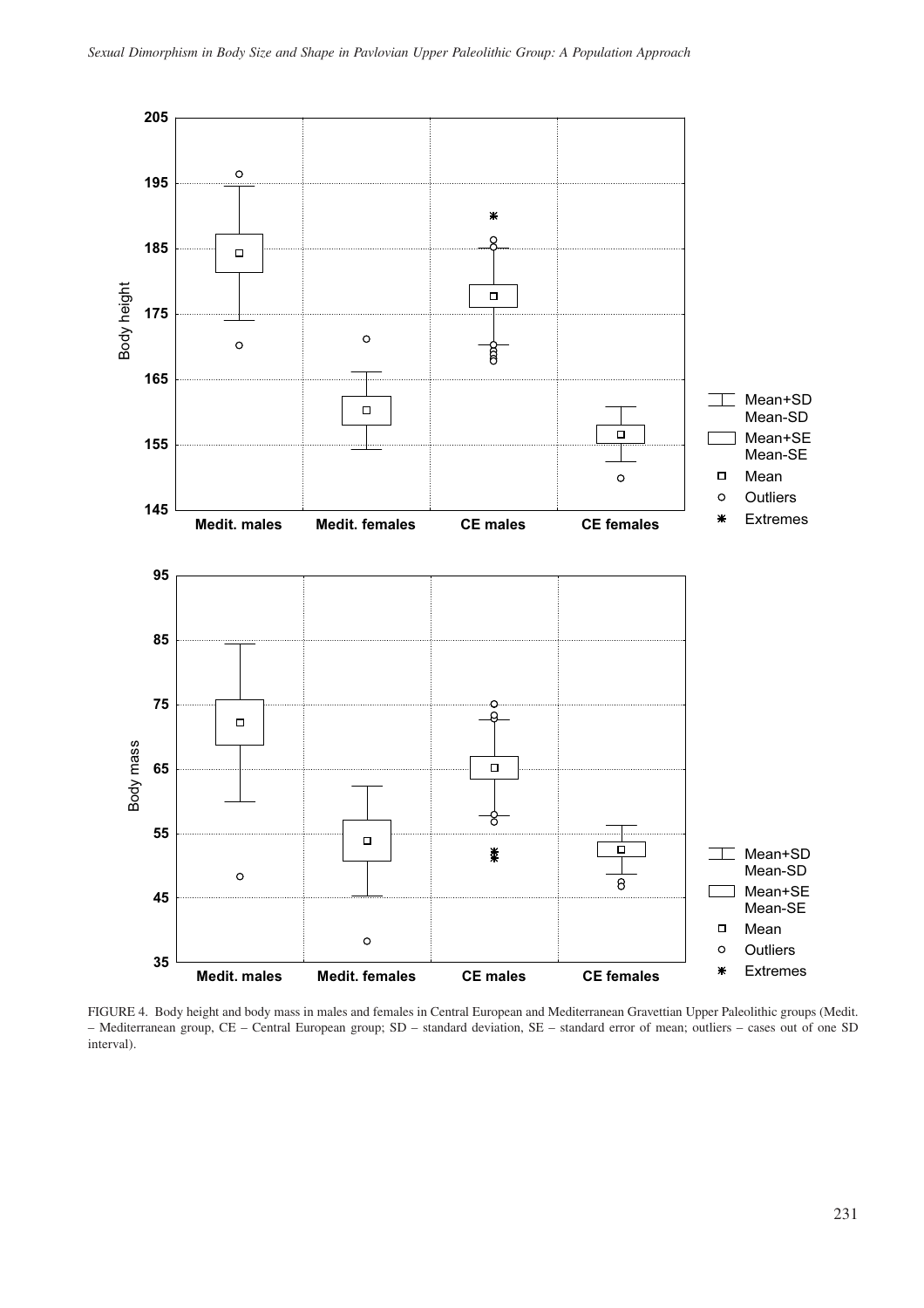FIGURE 4. Body height and body mass in males and females in Central European and Mediterranean Gravettian Upper Paleolithic groups (Medit. – Mediterranean group, CE – Central European group; SD – standard deviation, SE – standard error of mean; outliers – cases out of one SD interval).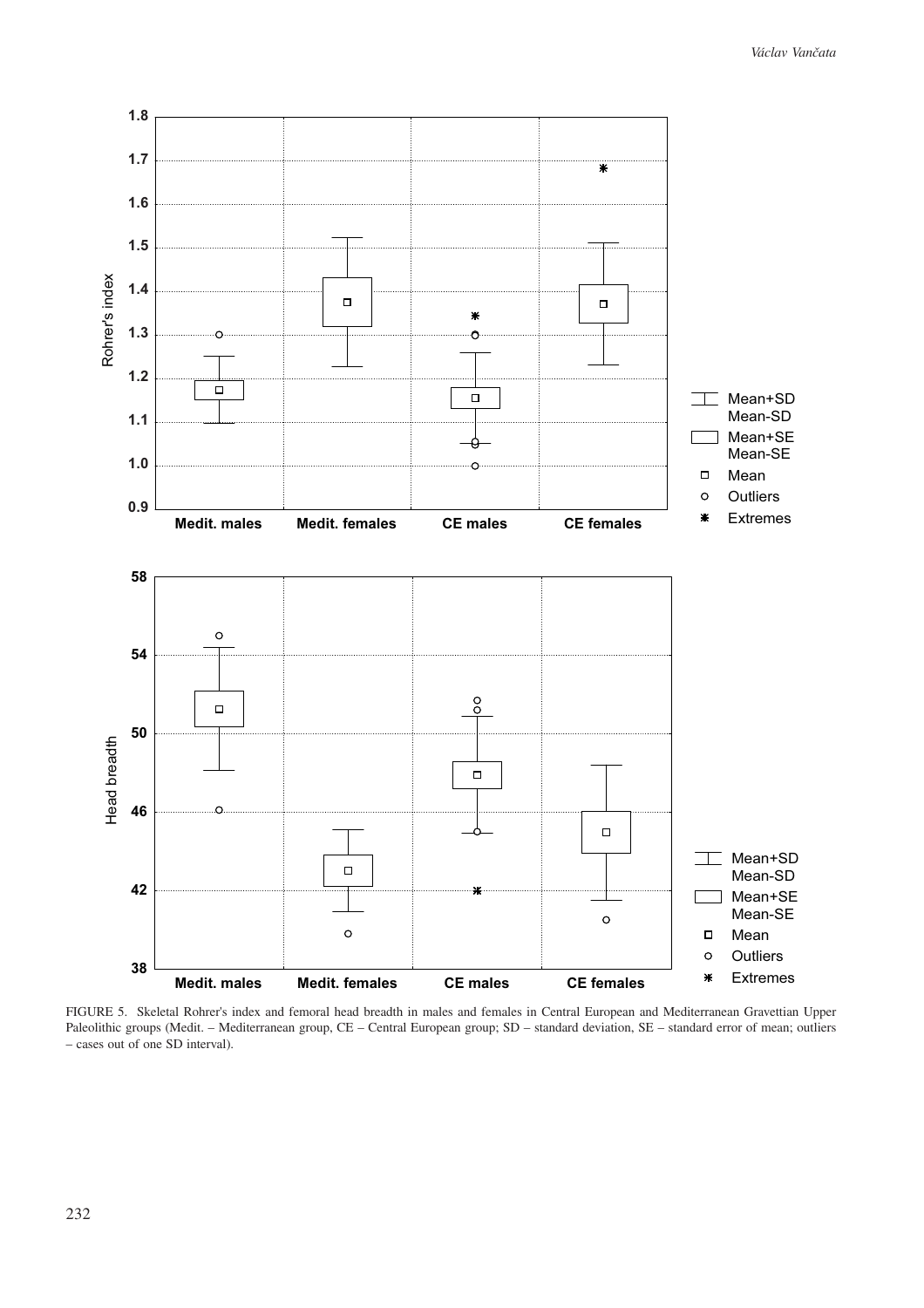FIGURE 5. Skeletal Rohrer's index and femoral head breadth in males and females in Central European and Mediterranean Gravettian Upper Paleolithic groups (Medit. – Mediterranean group, CE – Central European group; SD – standard deviation, SE – standard error of mean; outliers – cases out of one SD interval).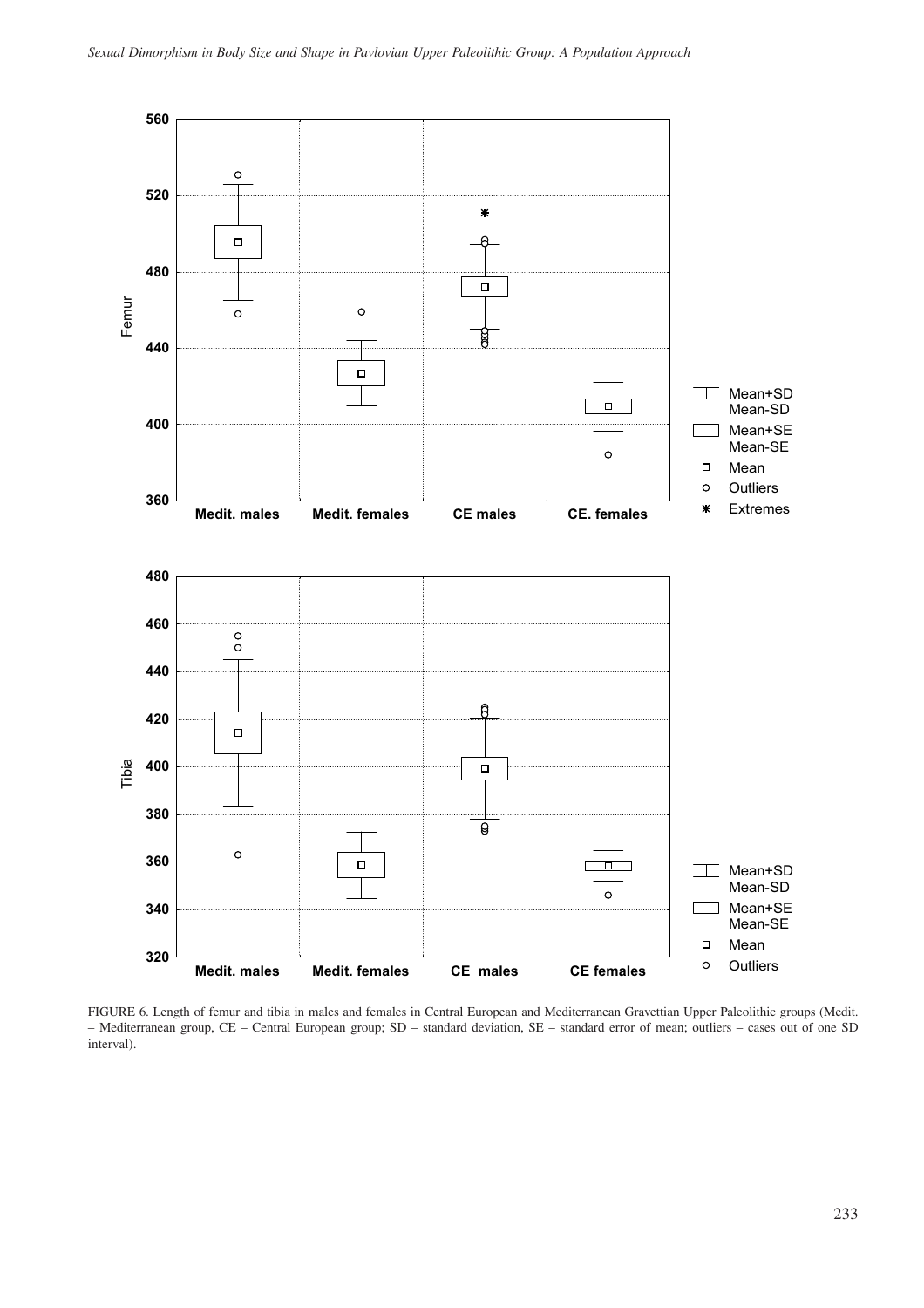FIGURE 6. Length of femur and tibia in males and females in Central European and Mediterranean Gravettian Upper Paleolithic groups (Medit. – Mediterranean group, CE – Central European group; SD – standard deviation, SE – standard error of mean; outliers – cases out of one SD interval).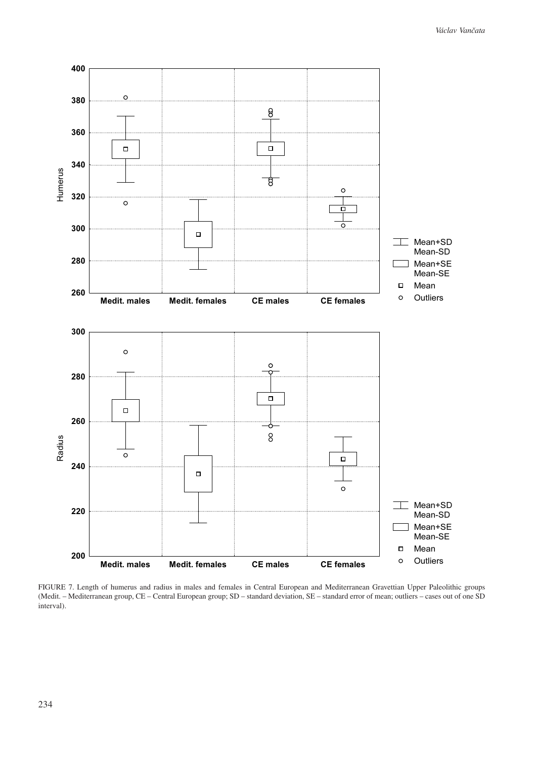FIGURE 7. Length of humerus and radius in males and females in Central European and Mediterranean Gravettian Upper Paleolithic groups (Medit. – Mediterranean group, CE – Central European group; SD – standard deviation, SE – standard error of mean; outliers – cases out of one SD interval).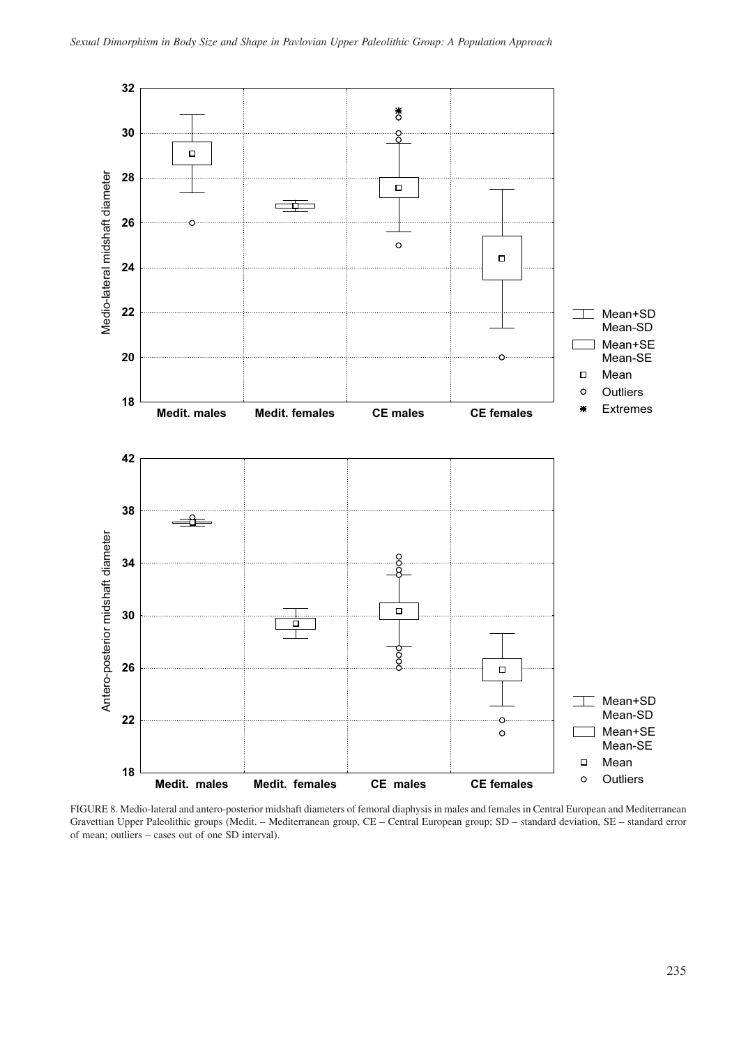FIGURE 8. Medio-lateral and antero-posterior midshaft diameters of femoral diaphysis in males and females in Central European and Mediterranean Gravettian Upper Paleolithic groups (Medit. – Mediterranean group, CE – Central European group; SD – standard deviation, SE – standard error of mean; outliers – cases out of one SD interval).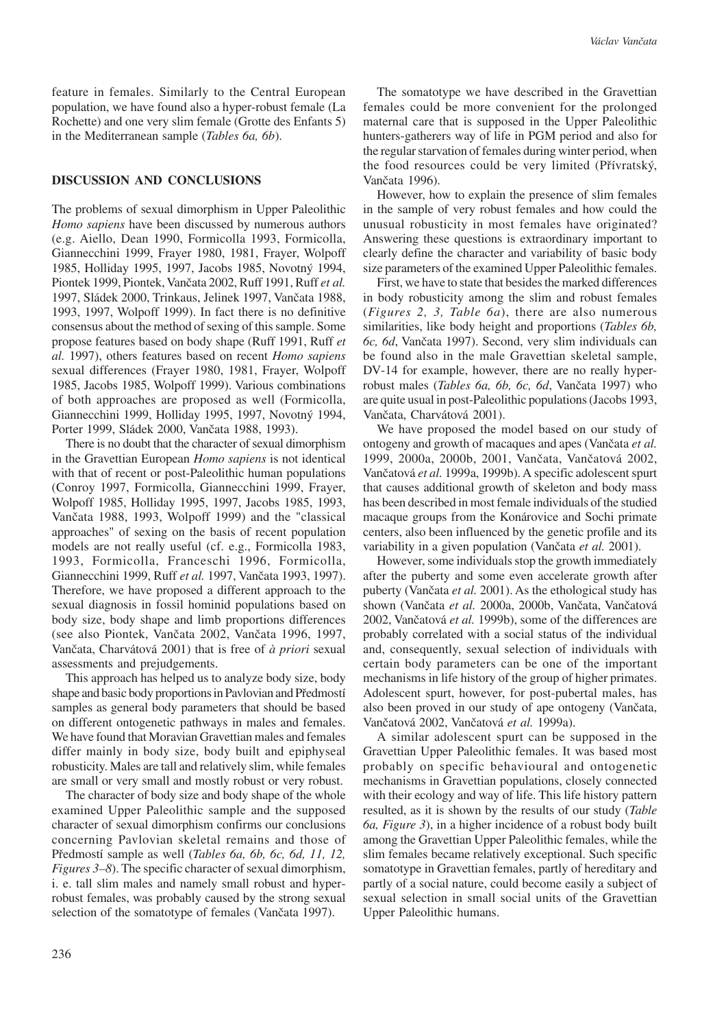feature in females. Similarly to the Central European population, we have found also a hyper-robust female (La Rochette) and one very slim female (Grotte des Enfants 5) in the Mediterranean sample (*Tables 6a, 6b*).

## DISCUSSION AND CONCLUSIONS

The problems of sexual dimorphism in Upper Paleolithic *Homo sapiens* have been discussed by numerous authors (e.g. Aiello, Dean 1990, Formicolla 1993, Formicolla, Giannecchini 1999, Frayer 1980, 1981, Frayer, Wolpoff 1985, Holliday 1995, 1997, Jacobs 1985, Novotný 1994, Piontek 1999, Piontek, Vančata 2002, Ruff 1991, Ruff *et al.* 1997, Sládek 2000, Trinkaus, Jelinek 1997, Vančata 1988, 1993, 1997, Wolpoff 1999). In fact there is no definitive consensus about the method of sexing of this sample. Some propose features based on body shape (Ruff 1991, Ruff *et al.* 1997), others features based on recent *Homo sapiens* sexual differences (Frayer 1980, 1981, Frayer, Wolpoff 1985, Jacobs 1985, Wolpoff 1999). Various combinations of both approaches are proposed as well (Formicolla, Giannecchini 1999, Holliday 1995, 1997, Novotný 1994, Porter 1999, Sládek 2000, Vančata 1988, 1993).

There is no doubt that the character of sexual dimorphism in the Gravettian European *Homo sapiens* is not identical with that of recent or post-Paleolithic human populations (Conroy 1997, Formicolla, Giannecchini 1999, Frayer, Wolpoff 1985, Holliday 1995, 1997, Jacobs 1985, 1993, Vančata 1988, 1993, Wolpoff 1999) and the "classical approaches" of sexing on the basis of recent population models are not really useful (cf. e.g., Formicolla 1983, 1993, Formicolla, Franceschi 1996, Formicolla, Giannecchini 1999, Ruff *et al.* 1997, Vančata 1993, 1997). Therefore, we have proposed a different approach to the sexual diagnosis in fossil hominid populations based on body size, body shape and limb proportions differences (see also Piontek, Vančata 2002, Vančata 1996, 1997, Vančata, Charvátová 2001) that is free of *à priori* sexual assessments and prejudgements.

This approach has helped us to analyze body size, body shape and basic body proportions in Pavlovian and Předmostí samples as general body parameters that should be based on different ontogenetic pathways in males and females. We have found that Moravian Gravettian males and females differ mainly in body size, body built and epiphyseal robusticity. Males are tall and relatively slim, while females are small or very small and mostly robust or very robust.

The character of body size and body shape of the whole examined Upper Paleolithic sample and the supposed character of sexual dimorphism confirms our conclusions concerning Pavlovian skeletal remains and those of Předmostí sample as well (*Tables 6a, 6b, 6c, 6d, 11, 12, Figures 3–8*). The specific character of sexual dimorphism, i. e. tall slim males and namely small robust and hyper-robust females, was probably caused by the strong sexual selection of the somatotype of females (Vančata 1997).

The somatotype we have described in the Gravettian females could be more convenient for the prolonged maternal care that is supposed in the Upper Paleolithic hunters-gatherers way of life in PGM period and also for the regular starvation of females during winter period, when the food resources could be very limited (Přívratský, Vančata 1996).

However, how to explain the presence of slim females in the sample of very robust females and how could the unusual robusticity in most females have originated? Answering these questions is extraordinary important to clearly define the character and variability of basic body size parameters of the examined Upper Paleolithic females.

First, we have to state that besides the marked differences in body robusticity among the slim and robust females (*Figures 2, 3, Table 6a*), there are also numerous similarities, like body height and proportions (*Tables 6b, 6c, 6d*, Vančata 1997). Second, very slim individuals can be found also in the male Gravettian skeletal sample, DV-14 for example, however, there are no really hyper-robust males (*Tables 6a, 6b, 6c, 6d*, Vančata 1997) who are quite usual in post-Paleolithic populations (Jacobs 1993, Vančata, Charvátová 2001).

We have proposed the model based on our study of ontogeny and growth of macaques and apes (Vančata *et al.* 1999, 2000a, 2000b, 2001, Vančata, Vančatová 2002, Vančatová *et al.* 1999a, 1999b). A specific adolescent spurt that causes additional growth of skeleton and body mass has been described in most female individuals of the studied macaque groups from the Konárovice and Sochi primate centers, also been influenced by the genetic profile and its variability in a given population (Vančata *et al.* 2001).

However, some individuals stop the growth immediately after the puberty and some even accelerate growth after puberty (Vančata *et al.* 2001). As the ethological study has shown (Vančata *et al.* 2000a, 2000b, Vančata, Vančatová 2002, Vančatová *et al.* 1999b), some of the differences are probably correlated with a social status of the individual and, consequently, sexual selection of individuals with certain body parameters can be one of the important mechanisms in life history of the group of higher primates. Adolescent spurt, however, for post-pubertal males, has also been proved in our study of ape ontogeny (Vančata, Vančatová 2002, Vančatová *et al.* 1999a).

A similar adolescent spurt can be supposed in the Gravettian Upper Paleolithic females. It was based most probably on specific behavioural and ontogenetic mechanisms in Gravettian populations, closely connected with their ecology and way of life. This life history pattern resulted, as it is shown by the results of our study (*Table 6a, Figure 3*), in a higher incidence of a robust body built among the Gravettian Upper Paleolithic females, while the slim females became relatively exceptional. Such specific somatotype in Gravettian females, partly of hereditary and partly of a social nature, could become easily a subject of sexual selection in small social units of the Gravettian Upper Paleolithic humans.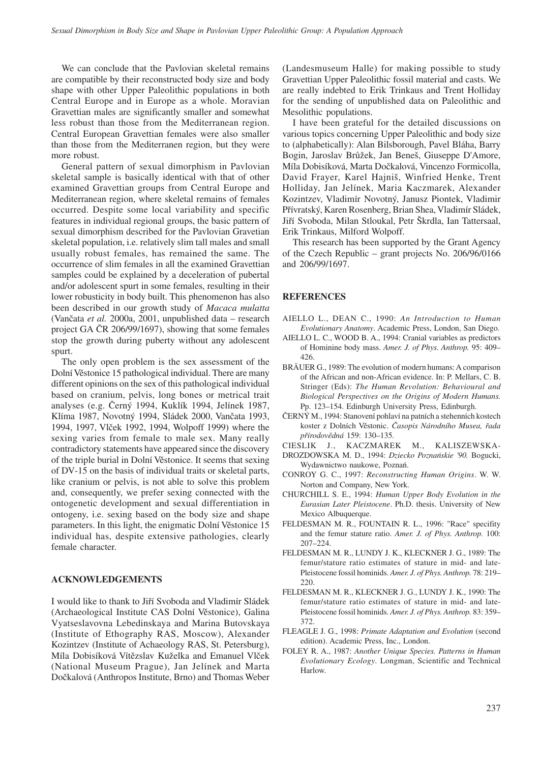We can conclude that the Pavlovian skeletal remains are compatible by their reconstructed body size and body shape with other Upper Paleolithic populations in both Central Europe and in Europe as a whole. Moravian Gravettian males are significantly smaller and somewhat less robust than those from the Mediterranean region. Central European Gravettian females were also smaller than those from the Mediterranen region, but they were more robust.

General pattern of sexual dimorphism in Pavlovian skeletal sample is basically identical with that of other examined Gravettian groups from Central Europe and Mediterranean region, where skeletal remains of females occurred. Despite some local variability and specific features in individual regional groups, the basic pattern of sexual dimorphism described for the Pavlovian Gravettian skeletal population, i.e. relatively slim tall males and small usually robust females, has remained the same. The occurrence of slim females in all the examined Gravettian samples could be explained by a deceleration of pubertal and/or adolescent spurt in some females, resulting in their lower robusticity in body built. This phenomenon has also been described in our growth study of *Macaca mulatta* (Vančata *et al.* 2000a, 2001, unpublished data – research project GA ČR 206/99/1697), showing that some females stop the growth during puberty without any adolescent spurt.

The only open problem is the sex assessment of the Dolní Věstonice 15 pathological individual. There are many different opinions on the sex of this pathological individual based on cranium, pelvis, long bones or metrical trait analyses (e.g. Černý 1994, Kuklík 1994, Jelínek 1987, Klíma 1987, Novotný 1994, Sládek 2000, Vančata 1993, 1994, 1997, Vlček 1992, 1994, Wolpoff 1999) where the sexing varies from female to male sex. Many really contradictory statements have appeared since the discovery of the triple burial in Dolní Věstonice. It seems that sexing of DV-15 on the basis of individual traits or skeletal parts, like cranium or pelvis, is not able to solve this problem and, consequently, we prefer sexing connected with the ontogenetic development and sexual differentiation in ontogeny, i.e. sexing based on the body size and shape parameters. In this light, the enigmatic Dolní Věstonice 15 individual has, despite extensive pathologies, clearly female character.

## ACKNOWLEDGEMENTS

I would like to thank to Jiří Svoboda and Vladimír Sládek (Archaeological Institute CAS Dolní Věstonice), Galina Vyatseslavovna Lebedinskaya and Marina Butovskaya (Institute of Ethography RAS, Moscow), Alexander Kozintzev (Institute of Achaeology RAS, St. Petersburg), Míla Dobisíková Vítězslav Kuželka and Emanuel Vlček (National Museum Prague), Jan Jelínek and Marta Dočkalová (Anthropos Institute, Brno) and Thomas Weber (Landesmuseum Halle) for making possible to study Gravettian Upper Paleolithic fossil material and casts. We are really indebted to Erik Trinkaus and Trent Holliday for the sending of unpublished data on Paleolithic and Mesolithic populations.

I have been grateful for the detailed discussions on various topics concerning Upper Paleolithic and body size to (alphabetically): Alan Bilsborough, Pavel Bláha, Barry Bogin, Jaroslav Brůžek, Jan Beneš, Giuseppe D'Amore, Míla Dobisíková, Marta Dočkalová, Vincenzo Formicolla, David Frayer, Karel Hajniš, Winfried Henke, Trent Holliday, Jan Jelínek, Maria Kaczmarek, Alexander Kozintzev, Vladimír Novotný, Janusz Piontek, Vladimir Přívratský, Karen Rosenberg, Brian Shea, Vladimír Sládek, Jiří Svoboda, Milan Stloukal, Petr Škrdla, Ian Tattersaal, Erik Trinkaus, Milford Wolpoff.

This research has been supported by the Grant Agency of the Czech Republic – grant projects No. 206/96/0166 and 206/99/1697.

## REFERENCES

AIELLO L., DEAN C., 1990: *An Introduction to Human Evolutionary Anatomy*. Academic Press, London, San Diego.

AIELLO L. C., WOOD B. A., 1994: Cranial variables as predictors of Hominine body mass. *Amer. J. of Phys. Anthrop.* 95: 409–426.

BRÄUER G., 1989: The evolution of modern humans: A comparison of the African and non-African evidence. In: P. Mellars, C. B. Stringer (Eds): *The Human Revolution: Behavioural and Biological Perspectives on the Origins of Modern Humans.* Pp. 123–154. Edinburgh University Press, Edinburgh.

ČERNÝ M., 1994: Stanovení pohlaví na patních a stehenních kostech koster z Dolních Věstonic. *Časopis Národního Musea, řada přírodovědná* 159: 130–135.

CIESLIK J., KACZMAREK M., KALISZEWSKA-DROZDOWSKA M. D., 1994: *Dziecko Poznańskie '90.* Bogucki, Wydawnictwo naukowe, Poznań.

CONROY G. C., 1997: *Reconstructing Human Origins*. W. W. Norton and Company, New York.

CHURCHILL S. E., 1994: *Human Upper Body Evolution in the Eurasian Later Pleistocene*. Ph.D. thesis. University of New Mexico Albuquerque.

FELDESMAN M. R., FOUNTAIN R. L., 1996: "Race" specifity and the femur stature ratio. *Amer. J. of Phys. Anthrop.* 100: 207–224.

FELDESMAN M. R., LUNDY J. K., KLECKNER J. G., 1989: The femur/stature ratio estimates of stature in mid- and late-Pleistocene fossil hominids. *Amer. J. of Phys. Anthrop.* 78: 219–220.

FELDESMAN M. R., KLECKNER J. G., LUNDY J. K., 1990: The femur/stature ratio estimates of stature in mid- and late-Pleistocene fossil hominids. *Amer. J. of Phys. Anthrop.* 83: 359–372.

FLEAGLE J. G., 1998: *Primate Adaptation and Evolution* (second edition). Academic Press, Inc., London.

FOLEY R. A., 1987: *Another Unique Species. Patterns in Human Evolutionary Ecology*. Longman, Scientific and Technical Harlow.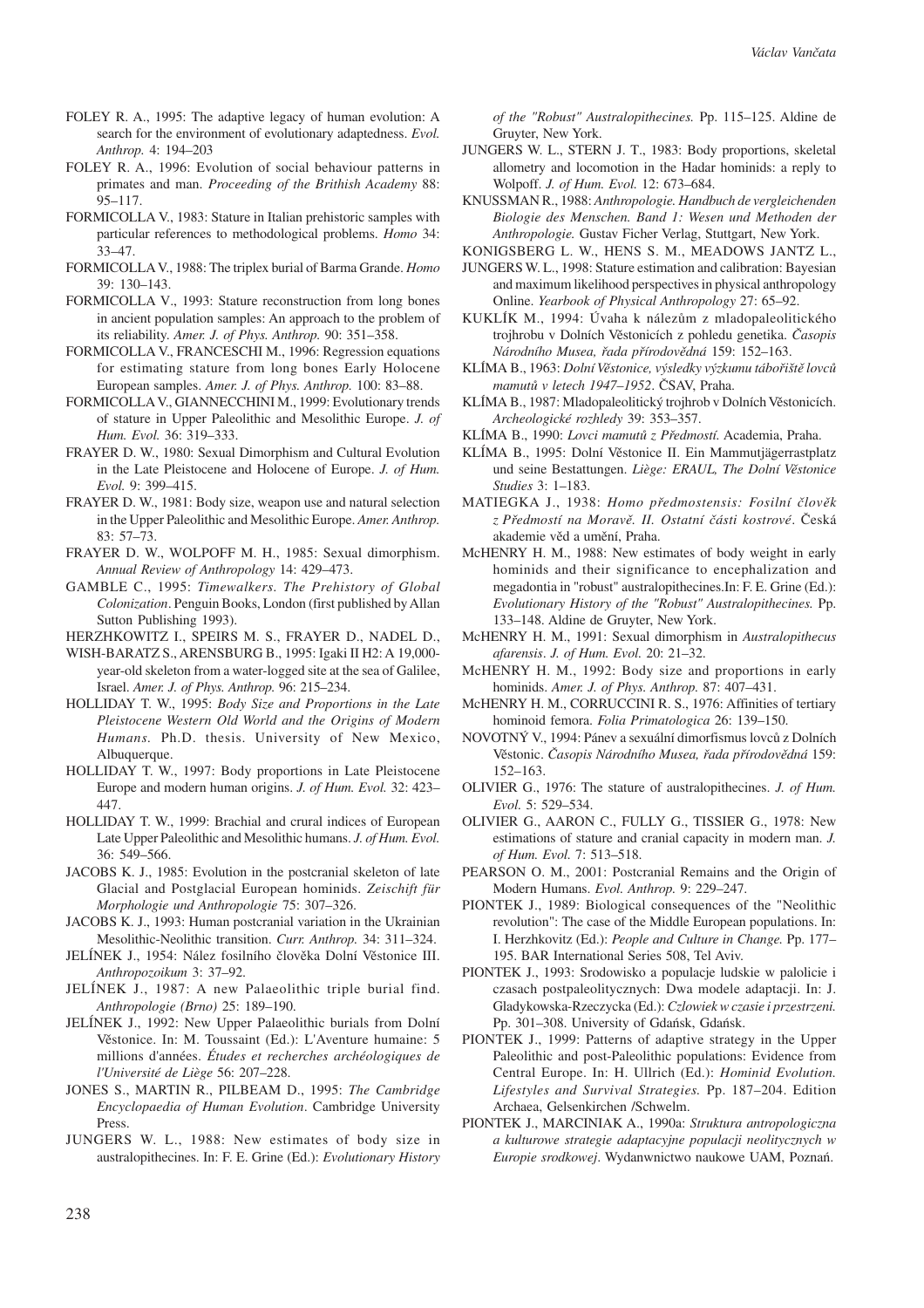FOLEY R. A., 1995: The adaptive legacy of human evolution: A search for the environment of evolutionary adaptedness. *Evol. Anthrop.* 4: 194–203

FOLEY R. A., 1996: Evolution of social behaviour patterns in primates and man. *Proceeding of the Brithish Academy* 88: 95–117.

FORMICOLLA V., 1983: Stature in Italian prehistoric samples with particular references to methodological problems. *Homo* 34: 33–47.

FORMICOLLA V., 1988: The triplex burial of Barma Grande. *Homo* 39: 130–143.

FORMICOLLA V., 1993: Stature reconstruction from long bones in ancient population samples: An approach to the problem of its reliability. *Amer. J. of Phys. Anthrop.* 90: 351–358.

FORMICOLLA V., FRANCESCHI M., 1996: Regression equations for estimating stature from long bones Early Holocene European samples. *Amer. J. of Phys. Anthrop.* 100: 83–88.

FORMICOLLA V., GIANNECCHINI M., 1999: Evolutionary trends of stature in Upper Paleolithic and Mesolithic Europe. *J. of Hum. Evol.* 36: 319–333.

FRAYER D. W., 1980: Sexual Dimorphism and Cultural Evolution in the Late Pleistocene and Holocene of Europe. *J. of Hum. Evol.* 9: 399–415.

FRAYER D. W., 1981: Body size, weapon use and natural selection in the Upper Paleolithic and Mesolithic Europe. *Amer. Anthrop.* 83: 57–73.

FRAYER D. W., WOLPOFF M. H., 1985: Sexual dimorphism. *Annual Review of Anthropology* 14: 429–473.

GAMBLE C., 1995: *Timewalkers. The Prehistory of Global Colonization*. Penguin Books, London (first published by Allan Sutton Publishing 1993).

HERZHKOWITZ I., SPEIRS M. S., FRAYER D., NADEL D., WISH-BARATZ S., ARENSBURG B., 1995: Igaki II H2: A 19,000-year-old skeleton from a water-logged site at the sea of Galilee, Israel. *Amer. J. of Phys. Anthrop.* 96: 215–234.

HOLLIDAY T. W., 1995: *Body Size and Proportions in the Late Pleistocene Western Old World and the Origins of Modern Humans*. Ph.D. thesis. University of New Mexico, Albuquerque.

HOLLIDAY T. W., 1997: Body proportions in Late Pleistocene Europe and modern human origins. *J. of Hum. Evol.* 32: 423–447.

HOLLIDAY T. W., 1999: Brachial and crural indices of European Late Upper Paleolithic and Mesolithic humans. *J. of Hum. Evol.* 36: 549–566.

JACOBS K. J., 1985: Evolution in the postcranial skeleton of late Glacial and Postglacial European hominids. *Zeischift für Morphologie und Anthropologie* 75: 307–326.

JACOBS K. J., 1993: Human postcranial variation in the Ukrainian Mesolithic-Neolithic transition. *Curr. Anthrop.* 34: 311–324.

JELÍNEK J., 1954: Nález fosilního člověka Dolní Věstonice III. *Anthropozoikum* 3: 37–92.

JELÍNEK J., 1987: A new Palaeolithic triple burial find. *Anthropologie (Brno)* 25: 189–190.

JELÍNEK J., 1992: New Upper Palaeolithic burials from Dolní Věstonice. In: M. Toussaint (Ed.): L'Aventure humaine: 5 millions d'années. *Études et recherches archéologiques de l'Université de Liège* 56: 207–228.

JONES S., MARTIN R., PILBEAM D., 1995: *The Cambridge Encyclopaedia of Human Evolution*. Cambridge University Press.

JUNGERS W. L., 1988: New estimates of body size in australopithecines. In: F. E. Grine (Ed.): *Evolutionary History of the "Robust" Australopithecines.* Pp. 115–125. Aldine de Gruyter, New York.

JUNGERS W. L., STERN J. T., 1983: Body proportions, skeletal allometry and locomotion in the Hadar hominids: a reply to Wolpoff. *J. of Hum. Evol.* 12: 673–684.

KNUSSMAN R., 1988: *Anthropologie. Handbuch de vergleichenden Biologie des Menschen. Band 1: Wesen und Methoden der Anthropologie.* Gustav Ficher Verlag, Stuttgart, New York.

KONIGSBERG L. W., HENS S. M., MEADOWS JANTZ L., JUNGERS W. L., 1998: Stature estimation and calibration: Bayesian and maximum likelihood perspectives in physical anthropology Online. *Yearbook of Physical Anthropology* 27: 65–92.

KUKLÍK M., 1994: Úvaha k nálezům z mladopaleolitického trojhrobu v Dolních Věstonicích z pohledu genetika. *Časopis Národního Musea, řada přírodovědná* 159: 152–163.

KLÍMA B., 1963: *Dolní Věstonice, výsledky výzkumu tábořiště lovců mamutů v letech 1947–1952*. ČSAV, Praha.

KLÍMA B., 1987: Mladopaleolitický trojhrob v Dolních Věstonicích. *Archeologické rozhledy* 39: 353–357.

KLÍMA B., 1990: *Lovci mamutů z Předmostí.* Academia, Praha.

KLÍMA B., 1995: Dolní Věstonice II. Ein Mammutjägerrastplatz und seine Bestattungen. *Liège: ERAUL, The Dolní Věstonice Studies* 3: 1–183.

MATIEGKA J., 1938: *Homo předmostensis: Fosilní člověk z Předmostí na Moravě. II. Ostatní části kostrové*. Česká akademie věd a umění, Praha.

McHENRY H. M., 1988: New estimates of body weight in early hominids and their significance to encephalization and megadontia in "robust" australopithecines.In: F. E. Grine (Ed.): *Evolutionary History of the "Robust" Australopithecines.* Pp. 133–148. Aldine de Gruyter, New York.

McHENRY H. M., 1991: Sexual dimorphism in *Australopithecus afarensis*. *J. of Hum. Evol.* 20: 21–32.

McHENRY H. M., 1992: Body size and proportions in early hominids. *Amer. J. of Phys. Anthrop.* 87: 407–431.

McHENRY H. M., CORRUCCINI R. S., 1976: Affinities of tertiary hominoid femora. *Folia Primatologica* 26: 139–150.

NOVOTNÝ V., 1994: Pánev a sexuální dimorfismus lovců z Dolních Věstonic. *Časopis Národního Musea, řada přírodovědná* 159: 152–163.

OLIVIER G., 1976: The stature of australopithecines. *J. of Hum. Evol.* 5: 529–534.

OLIVIER G., AARON C., FULLY G., TISSIER G., 1978: New estimations of stature and cranial capacity in modern man. *J. of Hum. Evol.* 7: 513–518.

PEARSON O. M., 2001: Postcranial Remains and the Origin of Modern Humans. *Evol. Anthrop.* 9: 229–247.

PIONTEK J., 1989: Biological consequences of the "Neolithic revolution": The case of the Middle European populations. In: I. Herzhkovitz (Ed.): *People and Culture in Change.* Pp. 177–195. BAR International Series 508, Tel Aviv.

PIONTEK J., 1993: Srodowisko a populacje ludskie w palolicie i czasach postpaleolitycznych: Dwa modele adaptacji. In: J. Gladykowska-Rzeczycka (Ed.): *Czlowiek w czasie i przestrzeni.* Pp. 301–308. University of Gdańsk, Gdańsk.

PIONTEK J., 1999: Patterns of adaptive strategy in the Upper Paleolithic and post-Paleolithic populations: Evidence from Central Europe. In: H. Ullrich (Ed.): *Hominid Evolution. Lifestyles and Survival Strategies.* Pp. 187–204. Edition Archaea, Gelsenkirchen /Schwelm.

PIONTEK J., MARCINIAK A., 1990a: *Struktura antropologiczna a kulturowe strategie adaptacyjne populacji neolitycznych w Europie srodkowej*. Wydanwnictwo naukowe UAM, Poznań.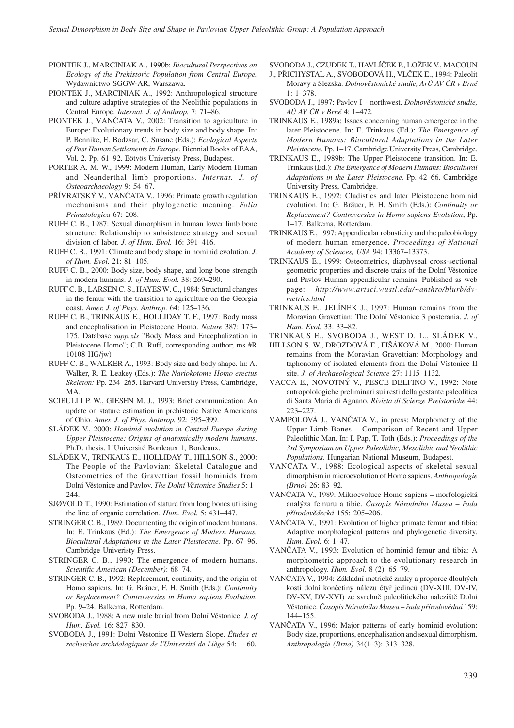PIONTEK J., MARCINIAK A., 1990b: *Biocultural Perspectives on Ecology of the Prehistoric Population from Central Europe.* Wydawnictwo SGGW-AR, Warszawa.

PIONTEK J., MARCINIAK A., 1992: Anthropological structure and culture adaptive strategies of the Neolithic populations in Central Europe. *Internat. J. of Anthrop.* 7: 71–86.

PIONTEK J., VANČATA V., 2002: Transition to agriculture in Europe: Evolutionary trends in body size and body shape. In: P. Bennike, E. Bodzsar, C. Susane (Eds.): *Ecological Aspects of Past Human Settlements in Europe*. Biennial Books of EAA, Vol. 2. Pp. 61–92. Eötvös Univeristy Press, Budapest.

PORTER A. M. W., 1999: Modern Human, Early Modern Human and Neanderthal limb proportions. *Internat. J. of Osteoarchaeology* 9: 54–67.

PŘÍVRATSKÝ V., VANČATA V., 1996: Primate growth regulation mechanisms and their phylogenetic meaning. *Folia Primatologica* 67: 208.

RUFF C. B., 1987: Sexual dimorphism in human lower limb bone structure: Relationship to subsistence strategy and sexual division of labor. *J. of Hum. Evol.* 16: 391–416.

RUFF C. B., 1991: Climate and body shape in hominid evolution. *J. of Hum. Evol.* 21: 81–105.

RUFF C. B., 2000: Body size, body shape, and long bone strength in modern humans. *J. of Hum. Evol.* 38: 269–290.

RUFF C. B., LARSEN C. S., HAYES W. C., 1984: Structural changes in the femur with the transition to agriculture on the Georgia coast. *Amer. J. of Phys. Anthrop.* 64: 125–136.

RUFF C. B., TRINKAUS E., HOLLIDAY T. F., 1997: Body mass and encephalisation in Pleistocene Homo. *Nature* 387: 173–175. Database *supp.xls* "Body Mass and Encephalization in Pleistocene Homo"; C.B. Ruff, corresponding author; ms #R 10108 HG/jw)

RUFF C. B., WALKER A., 1993: Body size and body shape. In: A. Walker, R. E. Leakey (Eds.): *The Nariokotome Homo erectus Skeleton:* Pp. 234–265. Harvard University Press, Cambridge, MA.

SCIEULLI P. W., GIESEN M. J., 1993: Brief communication: An update on stature estimation in prehistoric Native Americans of Ohio. *Amer. J. of Phys. Anthrop.* 92: 395–399.

SLÁDEK V., 2000: *Hominid evolution in Central Europe during Upper Pleistocene: Origins of anatomically modern humans*. Ph.D. thesis. L'Université Bordeaux 1, Bordeaux.

SLÁDEK V., TRINKAUS E., HOLLIDAY T., HILLSON S., 2000: The People of the Pavlovian: Skeletal Catalogue and Osteometrics of the Gravettian fossil hominids from Dolní Věstonice and Pavlov. *The Dolní Věstonice Studies* 5: 1–244.

SJØVOLD T., 1990: Estimation of stature from long bones utilising the line of organic correlation. *Hum. Evol.* 5: 431–447.

STRINGER C. B., 1989: Documenting the origin of modern humans. In: E. Trinkaus (Ed.): *The Emergence of Modern Humans, Biocultural Adaptations in the Later Pleistocene.* Pp. 67–96. Cambridge Univeristy Press.

STRINGER C. B., 1990: The emergence of modern humans. *Scientific American (December)*: 68–74.

STRINGER C. B., 1992: Replacement, continuity, and the origin of Homo sapiens. In: G. Bräuer, F. H. Smith (Eds.): *Continuity or Replacement? Controversies in Homo sapiens Evolution.* Pp. 9–24. Balkema, Rotterdam.

SVOBODA J., 1988: A new male burial from Dolní Věstonice. *J. of Hum. Evol.* 16: 827–830.

SVOBODA J., 1991: Dolní Věstonice II Western Slope. *Études et recherches archéologiques de l'Université de Liège* 54: 1–60.

SVOBODA J., CZUDEK T., HAVLÍČEK P., LOŽEK V., MACOUN J., PŘICHYSTAL A., SVOBODOVÁ H., VLČEK E., 1994: Paleolit Moravy a Slezska. *Dolnověstonické studie, ArÚ AV ČR v Brně* 1: 1–378.

SVOBODA J., 1997: Pavlov I – northwest. *Dolnověstonické studie, AÚ AV ČR v Brně* 4: 1–472.

TRINKAUS E., 1989a: Issues concerning human emergence in the later Pleistocene. In: E. Trinkaus (Ed.): *The Emergence of Modern Humans: Biocultural Adaptations in the Later Pleistocene.* Pp. 1–17. Cambridge University Press, Cambridge.

TRINKAUS E., 1989b: The Upper Pleistocene transition. In: E. Trinkaus (Ed.): *The Emergence of Modern Humans: Biocultural Adaptations in the Later Pleistocene.* Pp. 42–66. Cambridge University Press, Cambridge.

TRINKAUS E., 1992: Cladistics and later Pleistocene hominid evolution. In: G. Bräuer, F. H. Smith (Eds.): *Continuity or Replacement? Controversies in Homo sapiens Evolution*, Pp. 1–17. Balkema, Rotterdam.

TRINKAUS E., 1997: Appendicular robusticity and the paleobiology of modern human emergence. *Proceedings of National Academy of Sciences, USA* 94: 13367–13373.

TRINKAUS E., 1999: Osteometrics, diaphyseal cross-sectional geometric properties and discrete traits of the Dolní Věstonice and Pavlov Human appendicular remains. Published as web page: *http://www.artsci.wustl.edu/~anthro/blurb/dv-metrics.html*

TRINKAUS E., JELÍNEK J., 1997: Human remains from the Moravian Gravettian: The Dolní Věstonice 3 postcrania. *J. of Hum. Evol.* 33: 33–82.

TRINKAUS E., SVOBODA J., WEST D. L., SLÁDEK V., HILLSON S. W., DROZDOVÁ E., FIŠÁKOVÁ M., 2000: Human remains from the Moravian Gravettian: Morphology and taphonomy of isolated elements from the Dolní Vìstonice II site. *J. of Archaeological Science* 27: 1115–1132.

VACCA E., NOVOTNÝ V., PESCE DELFINO V., 1992: Note antropolologiche preliminari sui resti della gestante paleolitica di Santa Maria di Agnano. *Rivista di Scienze Preistoriche* 44: 223–227.

VAMPOLOVÁ J., VANČATA V., in press: Morphometry of the Upper Limb Bones – Comparison of Recent and Upper Paleolithic Man. In: I. Pap, T. Toth (Eds.): *Proceedings of the 3rd Symposium on Upper Paleolithic, Mesolithic and Neolithic Populations.* Hungarian National Museum, Budapest.

VANČATA V., 1988: Ecological aspects of skeletal sexual dimorphism in microevolution of Homo sapiens. *Anthropologie (Brno)* 26: 83–92.

VANČATA V., 1989: Mikroevoluce Homo sapiens – morfologická analýza femuru a tibie. *Časopis Národního Musea – řada přírodovědecká* 155: 205–206.

VANČATA V., 1991: Evolution of higher primate femur and tibia: Adaptive morphological patterns and phylogenetic diversity. *Hum. Evol.* 6: 1–47.

VANČATA V., 1993: Evolution of hominid femur and tibia: A morphometric approach to the evolutionary research in anthropology. *Hum. Evol.* 8 (2): 65–79.

VANČATA V., 1994: Základní metrické znaky a proporce dlouhých kostí dolní končetiny nálezu čtyř jedinců (DV-XIII, DV-IV, DV-XV, DV-XVI) ze svrchně paleolitického naleziště Dolní Věstonice. *Časopis Národního Musea – řada přírodovědná* 159: 144–155.

VANČATA V., 1996: Major patterns of early hominid evolution: Body size, proportions, encephalisation and sexual dimorphism. *Anthropologie (Brno)* 34(1–3): 313–328.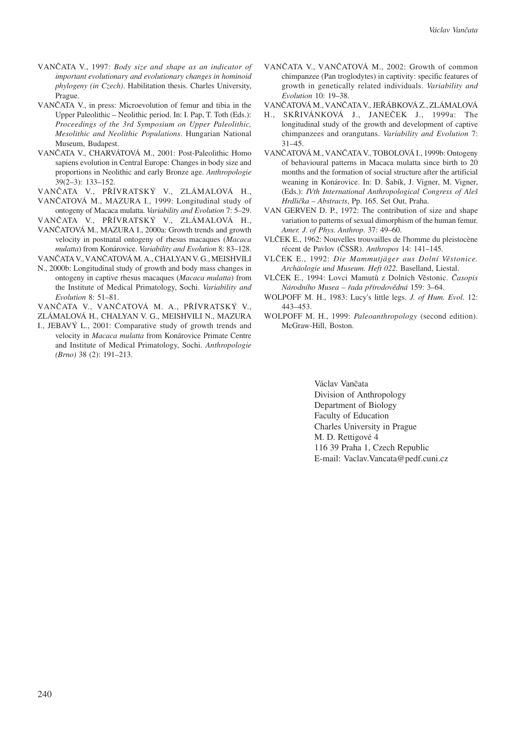VANČATA V., 1997: *Body size and shape as an indicator of important evolutionary and evolutionary changes in hominoid phylogeny (in Czech)*. Habilitation thesis. Charles University, Prague.

VANČATA V., in press: Microevolution of femur and tibia in the Upper Paleolithic – Neolithic period. In: I. Pap, T. Toth (Eds.): *Proceedings of the 3rd Symposium on Upper Paleolithic, Mesolithic and Neolithic Populations*. Hungarian National Museum, Budapest.

VANČATA V., CHARVÁTOVÁ M., 2001: Post-Paleolithic Homo sapiens evolution in Central Europe: Changes in body size and proportions in Neolithic and early Bronze age. *Anthropologie* 39(2–3): 133–152.

VANČATA V., PŘÍVRATSKÝ V., ZLÁMALOVÁ H., VANČATOVÁ M., MAZURA I., 1999: Longitudinal study of ontogeny of Macaca mulatta. *Variability and Evolution* 7: 5–29.

VANČATA V., PŘÍVRATSKÝ V., ZLÁMALOVÁ H., VANČATOVÁ M., MAZURA I., 2000a: Growth trends and growth velocity in postnatal ontogeny of rhesus macaques (*Macaca mulatta*) from Konárovice. *Variability and Evolution* 8: 83–128.

VANČATA V., VANČATOVÁ M. A., CHALYAN V. G., MEISHVILI N., 2000b: Longitudinal study of growth and body mass changes in ontogeny in captive rhesus macaques (*Macaca mulatta*) from the Institute of Medical Primatology, Sochi. *Variability and Evolution* 8: 51–81.

VANČATA V., VANČATOVÁ M. A., PŘÍVRATSKÝ V., ZLÁMALOVÁ H., CHALYAN V. G., MEISHVILI N., MAZURA I., JEBAVÝ L., 2001: Comparative study of growth trends and velocity in *Macaca mulatta* from Konárovice Primate Centre and Institute of Medical Primatology, Sochi. *Anthropologie (Brno)* 38 (2): 191–213.

VANČATA V., VANČATOVÁ M., 2002: Growth of common chimpanzee (Pan troglodytes) in captivity: specific features of growth in genetically related individuals. *Variability and Evolution* 10: 19–38.

VANČATOVÁ M., VANČATA V., JEŘÁBKOVÁ Z., ZLÁMALOVÁ H., SKŘIVÁNKOVÁ J., JANEČEK J., 1999a: The longitudinal study of the growth and development of captive chimpanzees and orangutans. *Variability and Evolution* 7: 31–45.

VANČATOVÁ M., VANČATA V., TOBOLOVÁ I., 1999b: Ontogeny of behavioural patterns in Macaca mulatta since birth to 20 months and the formation of social structure after the artificial weaning in Konárovice. In: D. Šabík, J. Vigner, M. Vigner, (Eds.): *IVth International Anthropological Congress of Aleš Hrdlička – Abstracts*, Pp. 165. Set Out, Praha.

VAN GERVEN D. P., 1972: The contribution of size and shape variation to patterns of sexual dimorphism of the human femur. *Amer. J. of Phys. Anthrop.* 37: 49–60.

VLČEK E., 1962: Nouvelles trouvailles de l'homme du pleistocène récent de Pavlov (ČSSR). *Anthropos* 14: 141–145.

VLČEK E., 1992: *Die Mammutjäger aus Dolní Věstonice. Archäologie und Museum. Heft 022.* Baselland, Liestal.

VLČEK E., 1994: Lovci Mamutů z Dolních Věstonic. *Časopis Národního Musea – řada přírodovědná* 159: 3–64.

WOLPOFF M. H., 1983: Lucy's little legs. *J. of Hum. Evol.* 12: 443–453.

WOLPOFF M. H., 1999: *Paleoanthropology* (second edition). McGraw-Hill, Boston.

Václav Vančata
Division of Anthropology
Department of Biology
Faculty of Education
Charles University in Prague
M. D. Rettigové 4
116 39 Praha 1, Czech Republic
E-mail: Vaclav.Vancata@pedf.cuni.cz